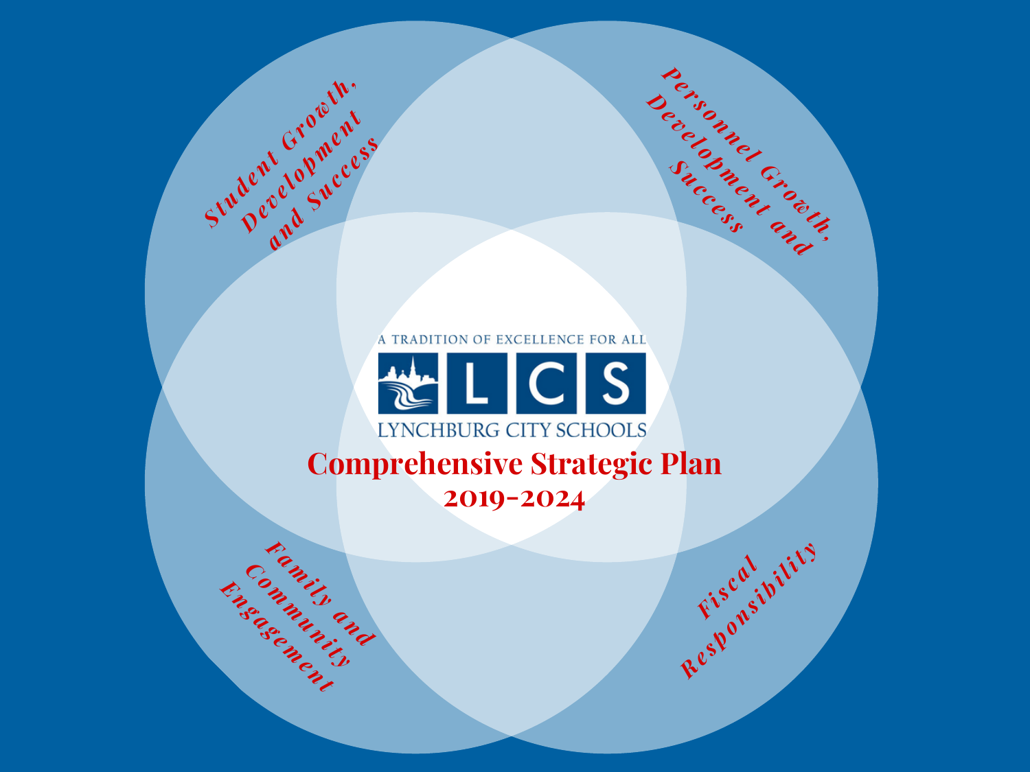A TRADITION OF EXCELLENCE FOR ALL

LCS

LYNCHBURG CITY SCHOOLS

# Comprehensive Strategic Plan

## 2019-2024

*Student Growth, Development and Success*

*Personnel Growth, Development and Success*

*Family and Community Engagement*

*Fiscal Responsibility*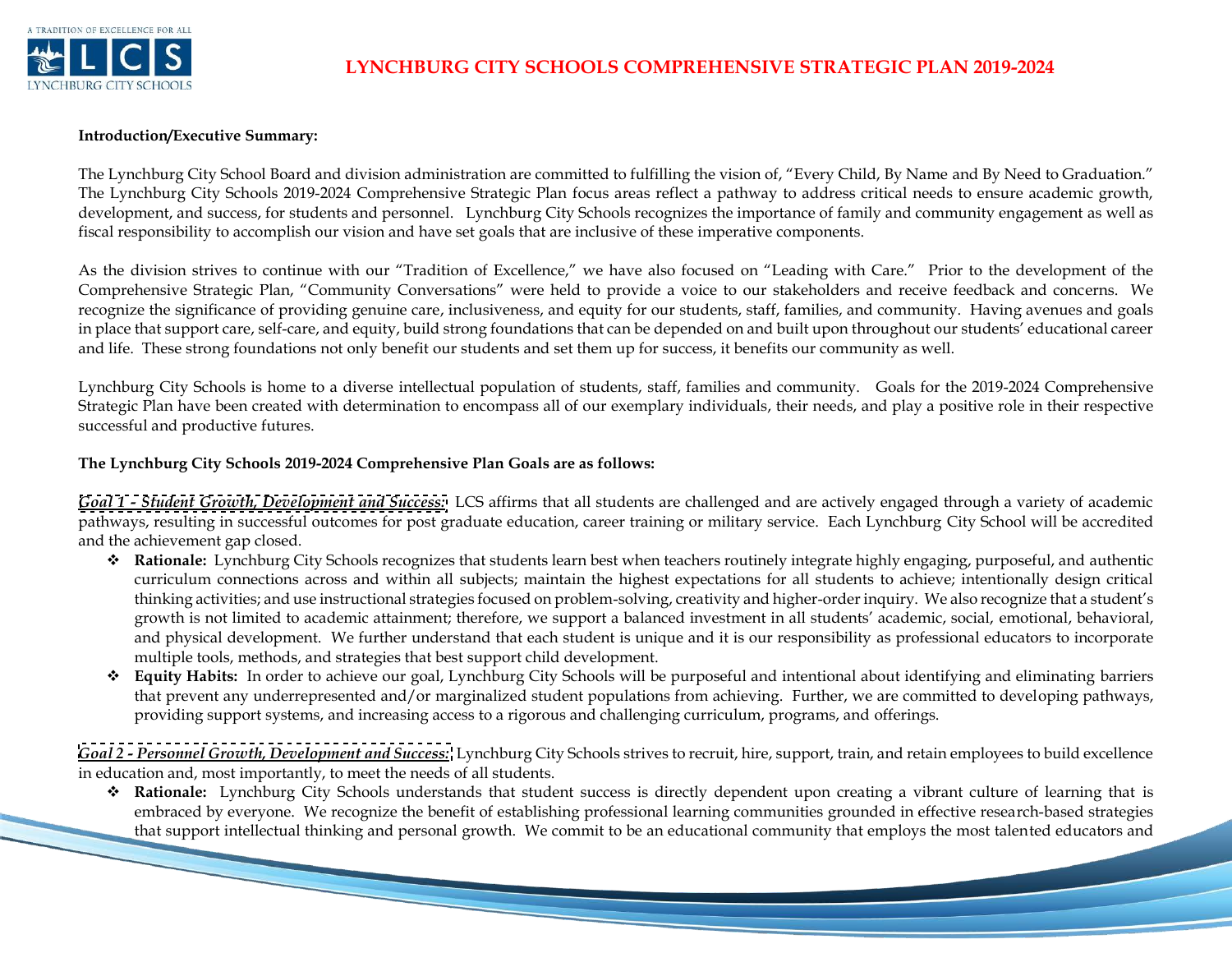# LYNCHBURG CITY SCHOOLS COMPREHENSIVE STRATEGIC PLAN 2019-2024

**Introduction/Executive Summary:**

The Lynchburg City School Board and division administration are committed to fulfilling the vision of, "Every Child, By Name and By Need to Graduation." The Lynchburg City Schools 2019-2024 Comprehensive Strategic Plan focus areas reflect a pathway to address critical needs to ensure academic growth, development, and success, for students and personnel. Lynchburg City Schools recognizes the importance of family and community engagement as well as fiscal responsibility to accomplish our vision and have set goals that are inclusive of these imperative components.

As the division strives to continue with our "Tradition of Excellence," we have also focused on "Leading with Care." Prior to the development of the Comprehensive Strategic Plan, "Community Conversations" were held to provide a voice to our stakeholders and receive feedback and concerns. We recognize the significance of providing genuine care, inclusiveness, and equity for our students, staff, families, and community. Having avenues and goals in place that support care, self-care, and equity, build strong foundations that can be depended on and built upon throughout our students' educational career and life. These strong foundations not only benefit our students and set them up for success, it benefits our community as well.

Lynchburg City Schools is home to a diverse intellectual population of students, staff, families and community. Goals for the 2019-2024 Comprehensive Strategic Plan have been created with determination to encompass all of our exemplary individuals, their needs, and play a positive role in their respective successful and productive futures.

**The Lynchburg City Schools 2019-2024 Comprehensive Plan Goals are as follows:**

***Goal 1 - Student Growth, Development and Success:*** LCS affirms that all students are challenged and are actively engaged through a variety of academic pathways, resulting in successful outcomes for post graduate education, career training or military service. Each Lynchburg City School will be accredited and the achievement gap closed.

- **Rationale:** Lynchburg City Schools recognizes that students learn best when teachers routinely integrate highly engaging, purposeful, and authentic curriculum connections across and within all subjects; maintain the highest expectations for all students to achieve; intentionally design critical thinking activities; and use instructional strategies focused on problem-solving, creativity and higher-order inquiry. We also recognize that a student's growth is not limited to academic attainment; therefore, we support a balanced investment in all students' academic, social, emotional, behavioral, and physical development. We further understand that each student is unique and it is our responsibility as professional educators to incorporate multiple tools, methods, and strategies that best support child development.
- **Equity Habits:** In order to achieve our goal, Lynchburg City Schools will be purposeful and intentional about identifying and eliminating barriers that prevent any underrepresented and/or marginalized student populations from achieving. Further, we are committed to developing pathways, providing support systems, and increasing access to a rigorous and challenging curriculum, programs, and offerings.

***Goal 2 - Personnel Growth, Development and Success:*** Lynchburg City Schools strives to recruit, hire, support, train, and retain employees to build excellence in education and, most importantly, to meet the needs of all students.

- **Rationale:** Lynchburg City Schools understands that student success is directly dependent upon creating a vibrant culture of learning that is embraced by everyone. We recognize the benefit of establishing professional learning communities grounded in effective research-based strategies that support intellectual thinking and personal growth. We commit to be an educational community that employs the most talented educators and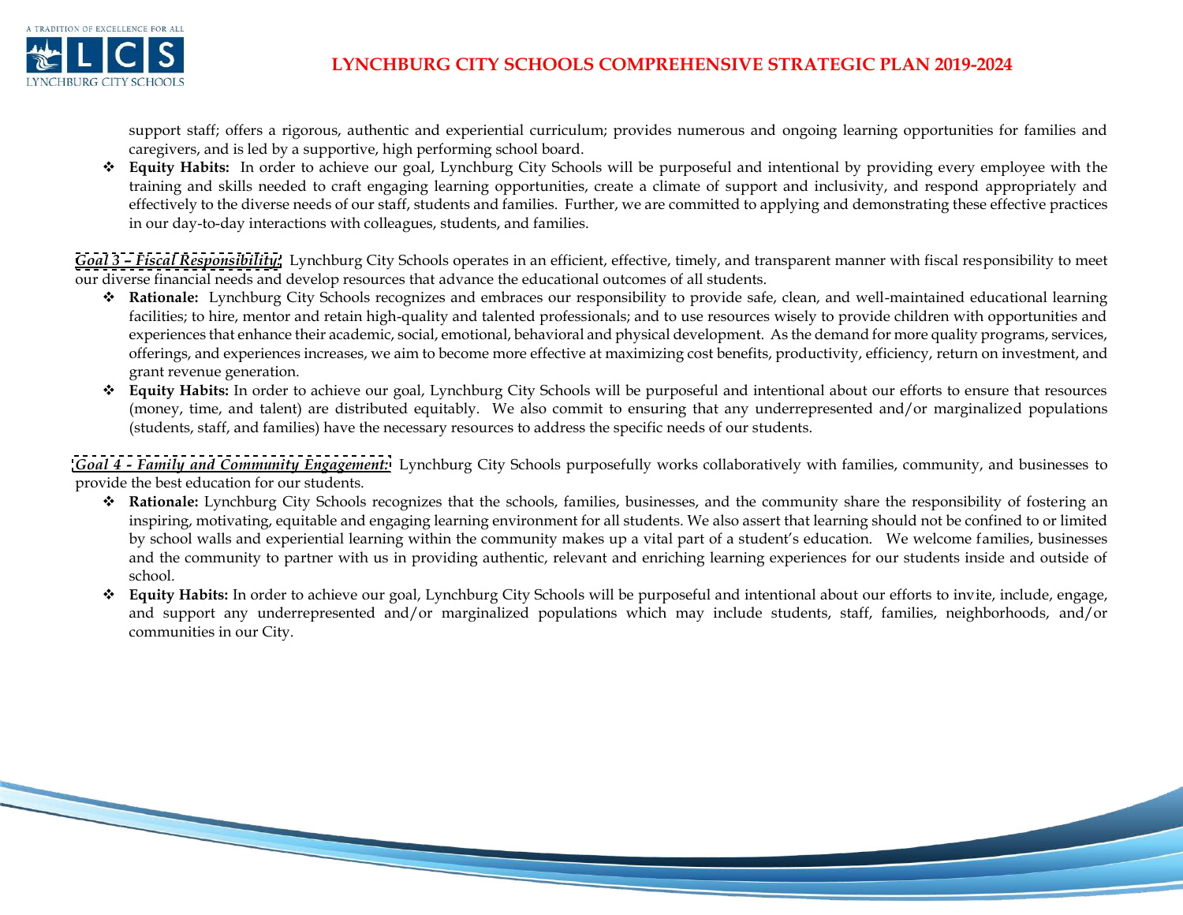support staff; offers a rigorous, authentic and experiential curriculum; provides numerous and ongoing learning opportunities for families and caregivers, and is led by a supportive, high performing school board.

- **Equity Habits:** In order to achieve our goal, Lynchburg City Schools will be purposeful and intentional by providing every employee with the training and skills needed to craft engaging learning opportunities, create a climate of support and inclusivity, and respond appropriately and effectively to the diverse needs of our staff, students and families. Further, we are committed to applying and demonstrating these effective practices in our day-to-day interactions with colleagues, students, and families.

***Goal 3 – Fiscal Responsibility:*** Lynchburg City Schools operates in an efficient, effective, timely, and transparent manner with fiscal responsibility to meet our diverse financial needs and develop resources that advance the educational outcomes of all students.

- **Rationale:** Lynchburg City Schools recognizes and embraces our responsibility to provide safe, clean, and well-maintained educational learning facilities; to hire, mentor and retain high-quality and talented professionals; and to use resources wisely to provide children with opportunities and experiences that enhance their academic, social, emotional, behavioral and physical development. As the demand for more quality programs, services, offerings, and experiences increases, we aim to become more effective at maximizing cost benefits, productivity, efficiency, return on investment, and grant revenue generation.
- **Equity Habits:** In order to achieve our goal, Lynchburg City Schools will be purposeful and intentional about our efforts to ensure that resources (money, time, and talent) are distributed equitably. We also commit to ensuring that any underrepresented and/or marginalized populations (students, staff, and families) have the necessary resources to address the specific needs of our students.

***Goal 4 - Family and Community Engagement:*** Lynchburg City Schools purposefully works collaboratively with families, community, and businesses to provide the best education for our students.

- **Rationale:** Lynchburg City Schools recognizes that the schools, families, businesses, and the community share the responsibility of fostering an inspiring, motivating, equitable and engaging learning environment for all students. We also assert that learning should not be confined to or limited by school walls and experiential learning within the community makes up a vital part of a student's education. We welcome families, businesses and the community to partner with us in providing authentic, relevant and enriching learning experiences for our students inside and outside of school.
- **Equity Habits:** In order to achieve our goal, Lynchburg City Schools will be purposeful and intentional about our efforts to invite, include, engage, and support any underrepresented and/or marginalized populations which may include students, staff, families, neighborhoods, and/or communities in our City.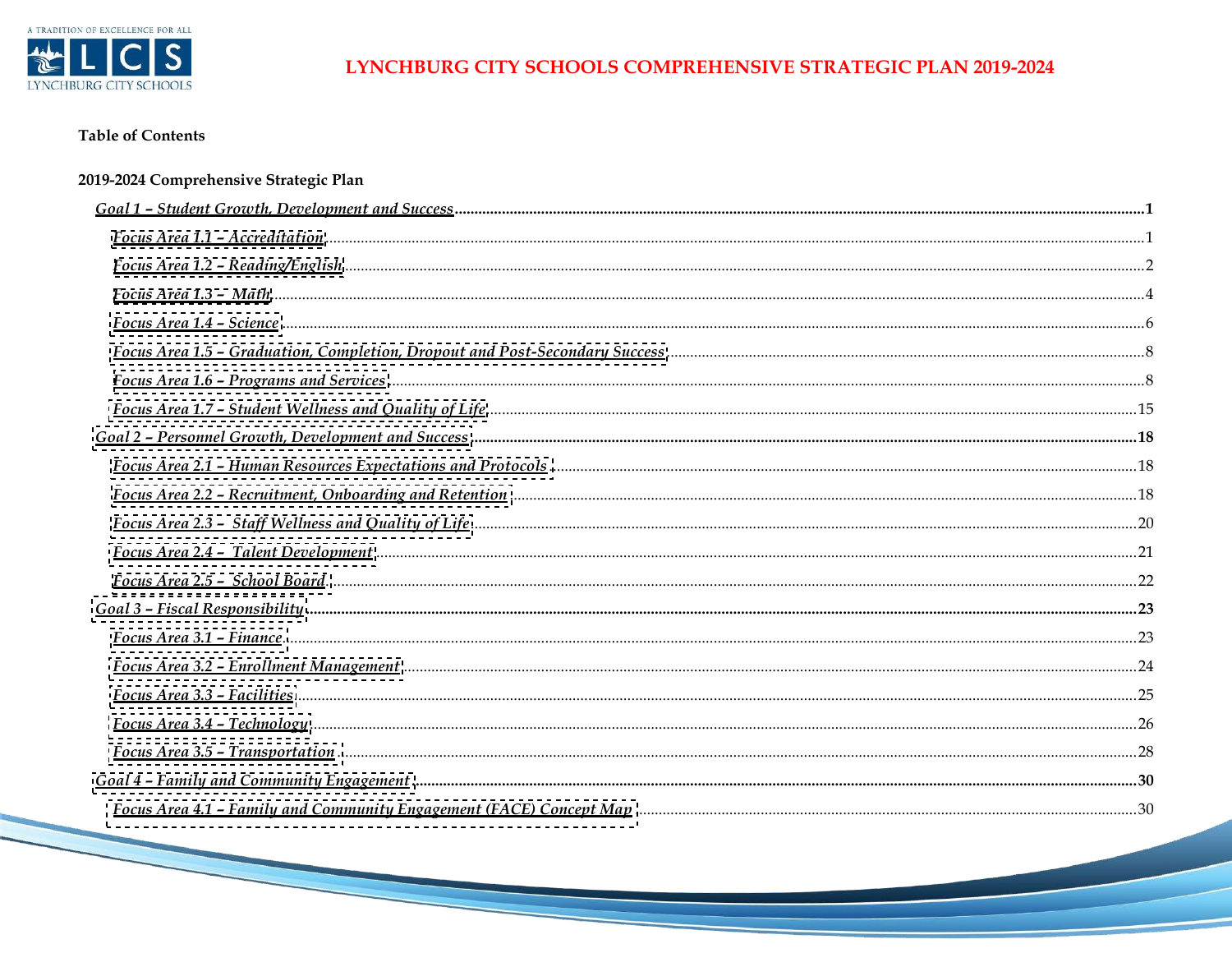**Table of Contents**

**2019-2024 Comprehensive Strategic Plan**

- *Goal 1 – Student Growth, Development and Success* ..... **1**
  - *Focus Area 1.1 – Accreditation* ..... 1
  - *Focus Area 1.2 – Reading/English* ..... 2
  - *Focus Area 1.3 – Math* ..... 4
  - *Focus Area 1.4 – Science* ..... 6
  - *Focus Area 1.5 – Graduation, Completion, Dropout and Post-Secondary Success* ..... 8
  - *Focus Area 1.6 – Programs and Services* ..... 8
  - *Focus Area 1.7 – Student Wellness and Quality of Life* ..... 15
- *Goal 2 – Personnel Growth, Development and Success* ..... **18**
  - *Focus Area 2.1 – Human Resources Expectations and Protocols* ..... 18
  - *Focus Area 2.2 – Recruitment, Onboarding and Retention* ..... 18
  - *Focus Area 2.3 – Staff Wellness and Quality of Life* ..... 20
  - *Focus Area 2.4 – Talent Development* ..... 21
  - *Focus Area 2.5 – School Board* ..... 22
- *Goal 3 – Fiscal Responsibility* ..... **23**
  - *Focus Area 3.1 – Finance* ..... 23
  - *Focus Area 3.2 – Enrollment Management* ..... 24
  - *Focus Area 3.3 – Facilities* ..... 25
  - *Focus Area 3.4 – Technology* ..... 26
  - *Focus Area 3.5 – Transportation* ..... 28
- *Goal 4 – Family and Community Engagement* ..... **30**
  - *Focus Area 4.1 – Family and Community Engagement (FACE) Concept Map* ..... 30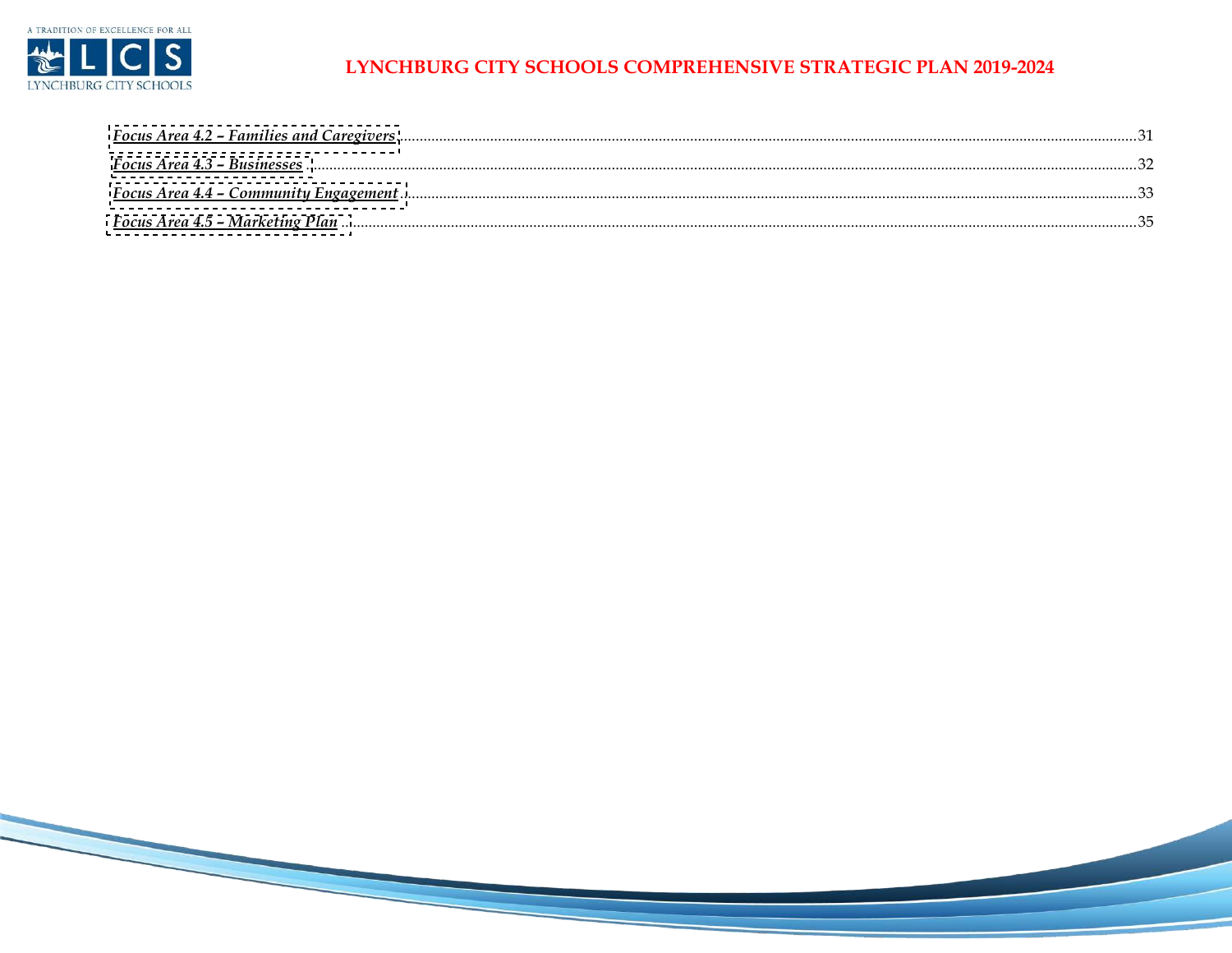*Focus Area 4.2 – Families and Caregivers* ........ 31

*Focus Area 4.3 – Businesses* ........ 32

*Focus Area 4.4 – Community Engagement* ........ 33

*Focus Area 4.5 – Marketing Plan* ........ 35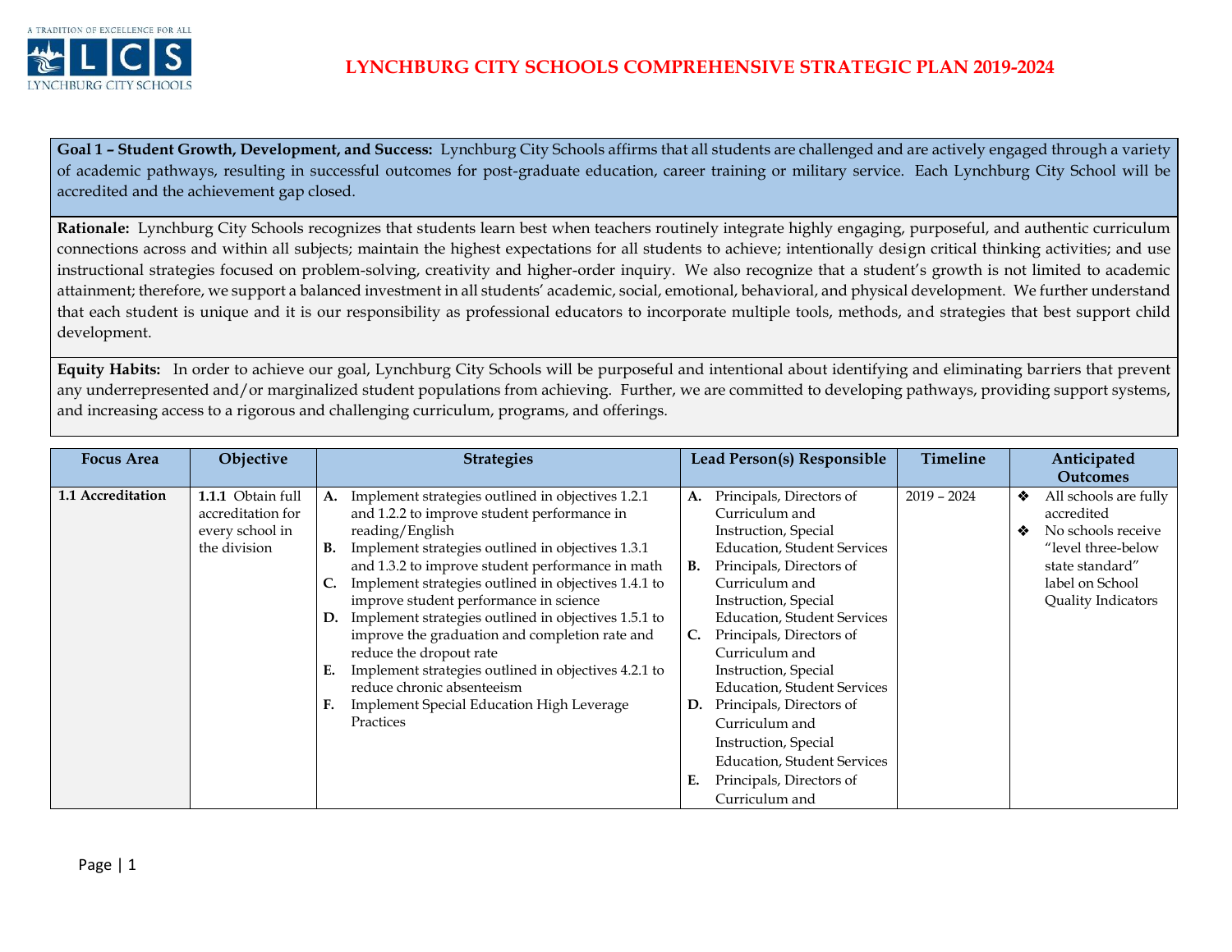# LYNCHBURG CITY SCHOOLS COMPREHENSIVE STRATEGIC PLAN 2019-2024

**Goal 1 – Student Growth, Development, and Success:** Lynchburg City Schools affirms that all students are challenged and are actively engaged through a variety of academic pathways, resulting in successful outcomes for post-graduate education, career training or military service. Each Lynchburg City School will be accredited and the achievement gap closed.

**Rationale:** Lynchburg City Schools recognizes that students learn best when teachers routinely integrate highly engaging, purposeful, and authentic curriculum connections across and within all subjects; maintain the highest expectations for all students to achieve; intentionally design critical thinking activities; and use instructional strategies focused on problem-solving, creativity and higher-order inquiry. We also recognize that a student's growth is not limited to academic attainment; therefore, we support a balanced investment in all students' academic, social, emotional, behavioral, and physical development. We further understand that each student is unique and it is our responsibility as professional educators to incorporate multiple tools, methods, and strategies that best support child development.

**Equity Habits:** In order to achieve our goal, Lynchburg City Schools will be purposeful and intentional about identifying and eliminating barriers that prevent any underrepresented and/or marginalized student populations from achieving. Further, we are committed to developing pathways, providing support systems, and increasing access to a rigorous and challenging curriculum, programs, and offerings.

| Focus Area | Objective | Strategies | Lead Person(s) Responsible | Timeline | Anticipated Outcomes |
|---|---|---|---|---|---|
| **1.1 Accreditation** | **1.1.1** Obtain full accreditation for every school in the division | **A.** Implement strategies outlined in objectives 1.2.1 and 1.2.2 to improve student performance in reading/English<br>**B.** Implement strategies outlined in objectives 1.3.1 and 1.3.2 to improve student performance in math<br>**C.** Implement strategies outlined in objectives 1.4.1 to improve student performance in science<br>**D.** Implement strategies outlined in objectives 1.5.1 to improve the graduation and completion rate and reduce the dropout rate<br>**E.** Implement strategies outlined in objectives 4.2.1 to reduce chronic absenteeism<br>**F.** Implement Special Education High Leverage Practices | **A.** Principals, Directors of Curriculum and Instruction, Special Education, Student Services<br>**B.** Principals, Directors of Curriculum and Instruction, Special Education, Student Services<br>**C.** Principals, Directors of Curriculum and Instruction, Special Education, Student Services<br>**D.** Principals, Directors of Curriculum and Instruction, Special Education, Student Services<br>**E.** Principals, Directors of Curriculum and | 2019 – 2024 | ❖ All schools are fully accredited<br>❖ No schools receive "level three-below state standard" label on School Quality Indicators |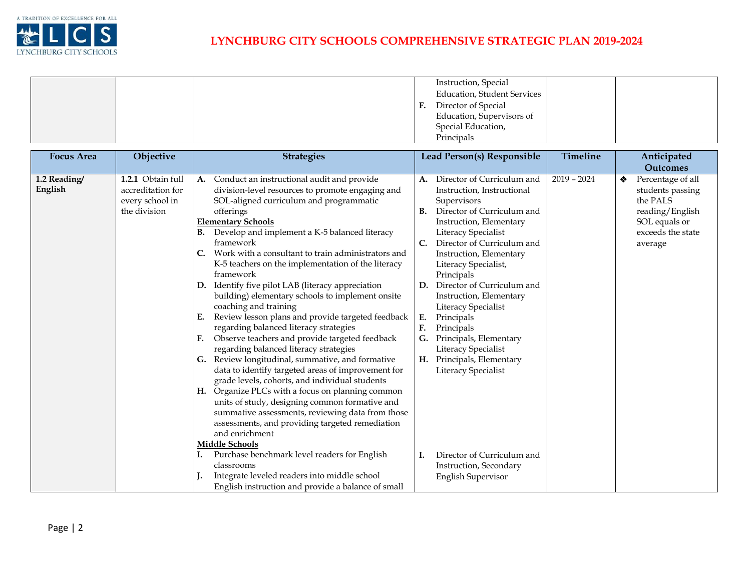| | | | Instruction, Special Education, Student Services<br>**F.** Director of Special Education, Supervisors of Special Education, Principals | | |
|---|---|---|---|---|---|

| Focus Area | Objective | Strategies | Lead Person(s) Responsible | Timeline | Anticipated Outcomes |
|---|---|---|---|---|---|
| **1.2 Reading/ English** | **1.2.1** Obtain full accreditation for every school in the division | **A.** Conduct an instructional audit and provide division-level resources to promote engaging and SOL-aligned curriculum and programmatic offerings<br>**Elementary Schools**<br>**B.** Develop and implement a K-5 balanced literacy framework<br>**C.** Work with a consultant to train administrators and K-5 teachers on the implementation of the literacy framework<br>**D.** Identify five pilot LAB (literacy appreciation building) elementary schools to implement onsite coaching and training<br>**E.** Review lesson plans and provide targeted feedback regarding balanced literacy strategies<br>**F.** Observe teachers and provide targeted feedback regarding balanced literacy strategies<br>**G.** Review longitudinal, summative, and formative data to identify targeted areas of improvement for grade levels, cohorts, and individual students<br>**H.** Organize PLCs with a focus on planning common units of study, designing common formative and summative assessments, reviewing data from those assessments, and providing targeted remediation and enrichment<br>**Middle Schools**<br>**I.** Purchase benchmark level readers for English classrooms<br>**J.** Integrate leveled readers into middle school English instruction and provide a balance of small | **A.** Director of Curriculum and Instruction, Instructional Supervisors<br>**B.** Director of Curriculum and Instruction, Elementary Literacy Specialist<br>**C.** Director of Curriculum and Instruction, Elementary Literacy Specialist, Principals<br>**D.** Director of Curriculum and Instruction, Elementary Literacy Specialist<br>**E.** Principals<br>**F.** Principals<br>**G.** Principals, Elementary Literacy Specialist<br>**H.** Principals, Elementary Literacy Specialist<br>**I.** Director of Curriculum and Instruction, Secondary English Supervisor | 2019 – 2024 | ❖ Percentage of all students passing the PALS reading/English SOL equals or exceeds the state average |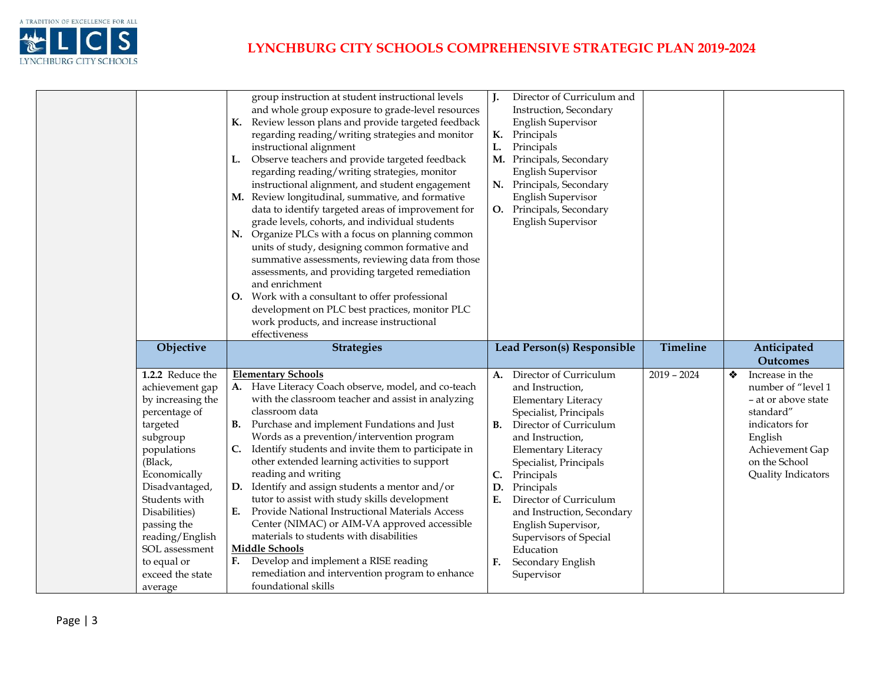| | Objective | Strategies | Lead Person(s) Responsible | Timeline | Anticipated Outcomes |
|---|---|---|---|---|---|
| | | group instruction at student instructional levels and whole group exposure to grade-level resources<br>**K.** Review lesson plans and provide targeted feedback regarding reading/writing strategies and monitor instructional alignment<br>**L.** Observe teachers and provide targeted feedback regarding reading/writing strategies, monitor instructional alignment, and student engagement<br>**M.** Review longitudinal, summative, and formative data to identify targeted areas of improvement for grade levels, cohorts, and individual students<br>**N.** Organize PLCs with a focus on planning common units of study, designing common formative and summative assessments, reviewing data from those assessments, and providing targeted remediation and enrichment<br>**O.** Work with a consultant to offer professional development on PLC best practices, monitor PLC work products, and increase instructional effectiveness | **J.** Director of Curriculum and Instruction, Secondary English Supervisor<br>**K.** Principals<br>**L.** Principals<br>**M.** Principals, Secondary English Supervisor<br>**N.** Principals, Secondary English Supervisor<br>**O.** Principals, Secondary English Supervisor | | |
| | **Objective** | **Strategies** | **Lead Person(s) Responsible** | **Timeline** | **Anticipated Outcomes** |
| | **1.2.2** Reduce the achievement gap by increasing the percentage of targeted subgroup populations (Black, Economically Disadvantaged, Students with Disabilities) passing the reading/English SOL assessment to equal or exceed the state average | <u>**Elementary Schools**</u><br>**A.** Have Literacy Coach observe, model, and co-teach with the classroom teacher and assist in analyzing classroom data<br>**B.** Purchase and implement Fundations and Just Words as a prevention/intervention program<br>**C.** Identify students and invite them to participate in other extended learning activities to support reading and writing<br>**D.** Identify and assign students a mentor and/or tutor to assist with study skills development<br>**E.** Provide National Instructional Materials Access Center (NIMAC) or AIM-VA approved accessible materials to students with disabilities<br><u>**Middle Schools**</u><br>**F.** Develop and implement a RISE reading remediation and intervention program to enhance foundational skills | **A.** Director of Curriculum and Instruction, Elementary Literacy Specialist, Principals<br>**B.** Director of Curriculum and Instruction, Elementary Literacy Specialist, Principals<br>**C.** Principals<br>**D.** Principals<br>**E.** Director of Curriculum and Instruction, Secondary English Supervisor, Supervisors of Special Education<br>**F.** Secondary English Supervisor | 2019 – 2024 | ❖ Increase in the number of "level 1 – at or above state standard" indicators for English Achievement Gap on the School Quality Indicators |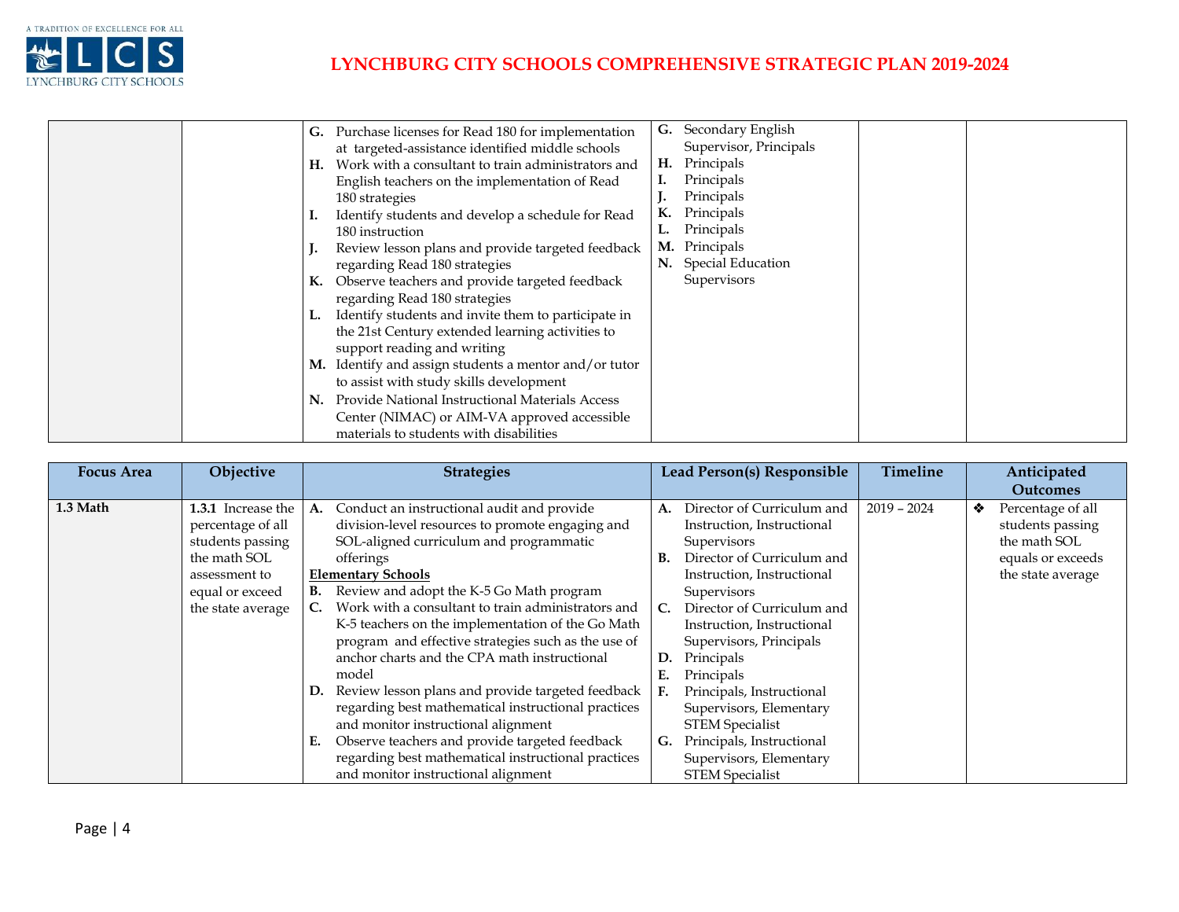| | | | | | |
|---|---|---|---|---|---|
| | | **G.** Purchase licenses for Read 180 for implementation at targeted-assistance identified middle schools<br>**H.** Work with a consultant to train administrators and English teachers on the implementation of Read 180 strategies<br>**I.** Identify students and develop a schedule for Read 180 instruction<br>**J.** Review lesson plans and provide targeted feedback regarding Read 180 strategies<br>**K.** Observe teachers and provide targeted feedback regarding Read 180 strategies<br>**L.** Identify students and invite them to participate in the 21st Century extended learning activities to support reading and writing<br>**M.** Identify and assign students a mentor and/or tutor to assist with study skills development<br>**N.** Provide National Instructional Materials Access Center (NIMAC) or AIM-VA approved accessible materials to students with disabilities | **G.** Secondary English Supervisor, Principals<br>**H.** Principals<br>**I.** Principals<br>**J.** Principals<br>**K.** Principals<br>**L.** Principals<br>**M.** Principals<br>**N.** Special Education Supervisors | | |

| Focus Area | Objective | Strategies | Lead Person(s) Responsible | Timeline | Anticipated Outcomes |
|---|---|---|---|---|---|
| **1.3 Math** | **1.3.1** Increase the percentage of all students passing the math SOL assessment to equal or exceed the state average | **A.** Conduct an instructional audit and provide division-level resources to promote engaging and SOL-aligned curriculum and programmatic offerings<br>**<u>Elementary Schools</u>**<br>**B.** Review and adopt the K-5 Go Math program<br>**C.** Work with a consultant to train administrators and K-5 teachers on the implementation of the Go Math program and effective strategies such as the use of anchor charts and the CPA math instructional model<br>**D.** Review lesson plans and provide targeted feedback regarding best mathematical instructional practices and monitor instructional alignment<br>**E.** Observe teachers and provide targeted feedback regarding best mathematical instructional practices and monitor instructional alignment | **A.** Director of Curriculum and Instruction, Instructional Supervisors<br>**B.** Director of Curriculum and Instruction, Instructional Supervisors<br>**C.** Director of Curriculum and Instruction, Instructional Supervisors, Principals<br>**D.** Principals<br>**E.** Principals<br>**F.** Principals, Instructional Supervisors, Elementary STEM Specialist<br>**G.** Principals, Instructional Supervisors, Elementary STEM Specialist | 2019 – 2024 | ❖ Percentage of all students passing the math SOL equals or exceeds the state average |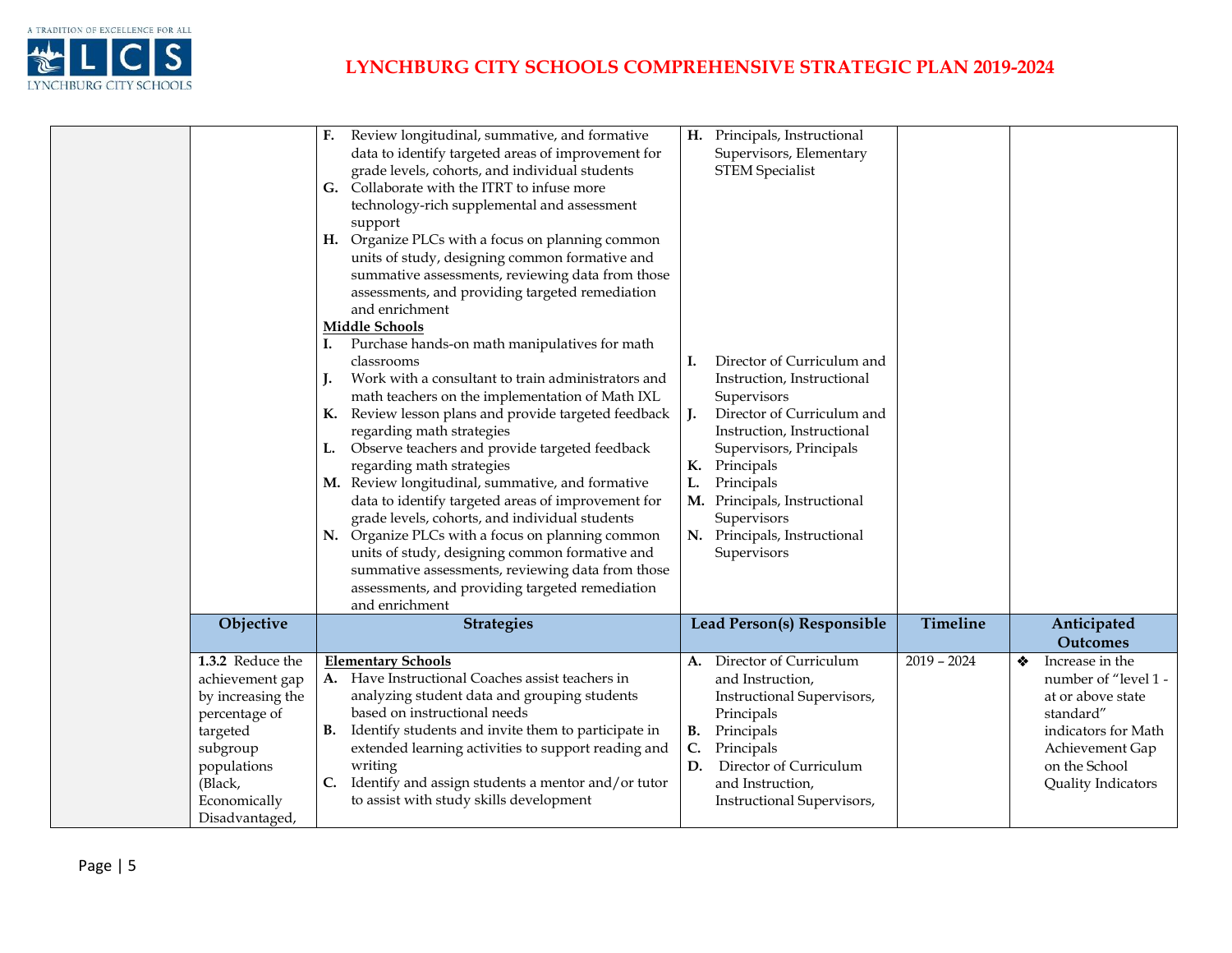| | Objective | Strategies | Lead Person(s) Responsible | Timeline | Anticipated Outcomes |
|---|---|---|---|---|---|
| | | **F.** Review longitudinal, summative, and formative data to identify targeted areas of improvement for grade levels, cohorts, and individual students<br>**G.** Collaborate with the ITRT to infuse more technology-rich supplemental and assessment support<br>**H.** Organize PLCs with a focus on planning common units of study, designing common formative and summative assessments, reviewing data from those assessments, and providing targeted remediation and enrichment<br>**<u>Middle Schools</u>**<br>**I.** Purchase hands-on math manipulatives for math classrooms<br>**J.** Work with a consultant to train administrators and math teachers on the implementation of Math IXL<br>**K.** Review lesson plans and provide targeted feedback regarding math strategies<br>**L.** Observe teachers and provide targeted feedback regarding math strategies<br>**M.** Review longitudinal, summative, and formative data to identify targeted areas of improvement for grade levels, cohorts, and individual students<br>**N.** Organize PLCs with a focus on planning common units of study, designing common formative and summative assessments, reviewing data from those assessments, and providing targeted remediation and enrichment | **H.** Principals, Instructional Supervisors, Elementary STEM Specialist<br>**I.** Director of Curriculum and Instruction, Instructional Supervisors<br>**J.** Director of Curriculum and Instruction, Instructional Supervisors, Principals<br>**K.** Principals<br>**L.** Principals<br>**M.** Principals, Instructional Supervisors<br>**N.** Principals, Instructional Supervisors | | |
| | **Objective** | **Strategies** | **Lead Person(s) Responsible** | **Timeline** | **Anticipated Outcomes** |
| | **1.3.2** Reduce the achievement gap by increasing the percentage of targeted subgroup populations (Black, Economically Disadvantaged, | **<u>Elementary Schools</u>**<br>**A.** Have Instructional Coaches assist teachers in analyzing student data and grouping students based on instructional needs<br>**B.** Identify students and invite them to participate in extended learning activities to support reading and writing<br>**C.** Identify and assign students a mentor and/or tutor to assist with study skills development | **A.** Director of Curriculum and Instruction, Instructional Supervisors, Principals<br>**B.** Principals<br>**C.** Principals<br>**D.** Director of Curriculum and Instruction, Instructional Supervisors, | 2019 – 2024 | ❖ Increase in the number of "level 1 - at or above state standard" indicators for Math Achievement Gap on the School Quality Indicators |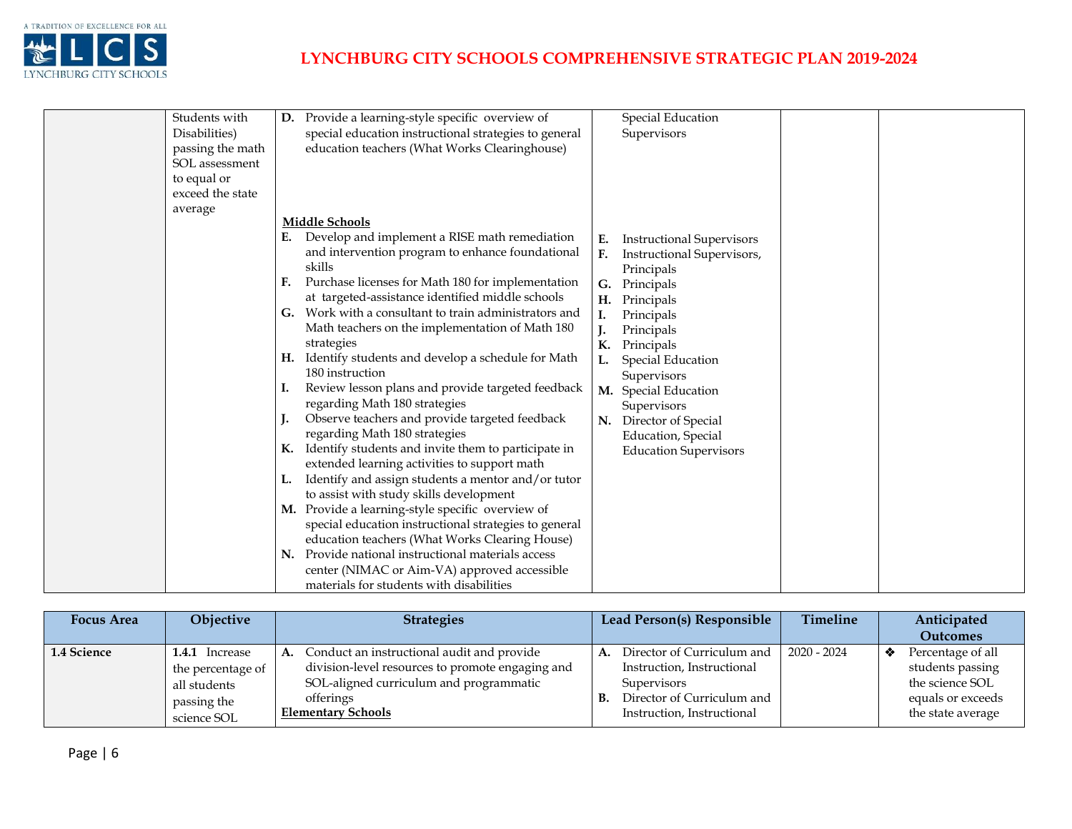| | | | | | |
|---|---|---|---|---|---|
| | Students with Disabilities) passing the math SOL assessment to equal or exceed the state average | **D.** Provide a learning-style specific overview of special education instructional strategies to general education teachers (What Works Clearinghouse)<br><br>**<u>Middle Schools</u>**<br>**E.** Develop and implement a RISE math remediation and intervention program to enhance foundational skills<br>**F.** Purchase licenses for Math 180 for implementation at targeted-assistance identified middle schools<br>**G.** Work with a consultant to train administrators and Math teachers on the implementation of Math 180 strategies<br>**H.** Identify students and develop a schedule for Math 180 instruction<br>**I.** Review lesson plans and provide targeted feedback regarding Math 180 strategies<br>**J.** Observe teachers and provide targeted feedback regarding Math 180 strategies<br>**K.** Identify students and invite them to participate in extended learning activities to support math<br>**L.** Identify and assign students a mentor and/or tutor to assist with study skills development<br>**M.** Provide a learning-style specific overview of special education instructional strategies to general education teachers (What Works Clearing House)<br>**N.** Provide national instructional materials access center (NIMAC or Aim-VA) approved accessible materials for students with disabilities | Special Education Supervisors<br><br>**E.** Instructional Supervisors<br>**F.** Instructional Supervisors, Principals<br>**G.** Principals<br>**H.** Principals<br>**I.** Principals<br>**J.** Principals<br>**K.** Principals<br>**L.** Special Education Supervisors<br>**M.** Special Education Supervisors<br>**N.** Director of Special Education, Special Education Supervisors | | |

| Focus Area | Objective | Strategies | Lead Person(s) Responsible | Timeline | Anticipated Outcomes |
|---|---|---|---|---|---|
| **1.4 Science** | **1.4.1** Increase the percentage of all students passing the science SOL | **A.** Conduct an instructional audit and provide division-level resources to promote engaging and SOL-aligned curriculum and programmatic offerings<br>**<u>Elementary Schools</u>** | **A.** Director of Curriculum and Instruction, Instructional Supervisors<br>**B.** Director of Curriculum and Instruction, Instructional | 2020 - 2024 | ❖ Percentage of all students passing the science SOL equals or exceeds the state average |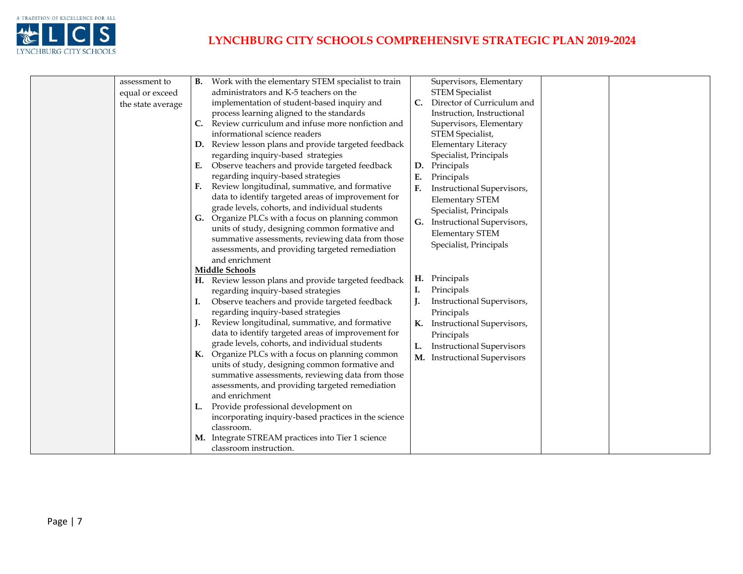| | | | | | |
|---|---|---|---|---|---|
| | assessment to equal or exceed the state average | **B.** Work with the elementary STEM specialist to train administrators and K-5 teachers on the implementation of student-based inquiry and process learning aligned to the standards<br>**C.** Review curriculum and infuse more nonfiction and informational science readers<br>**D.** Review lesson plans and provide targeted feedback regarding inquiry-based strategies<br>**E.** Observe teachers and provide targeted feedback regarding inquiry-based strategies<br>**F.** Review longitudinal, summative, and formative data to identify targeted areas of improvement for grade levels, cohorts, and individual students<br>**G.** Organize PLCs with a focus on planning common units of study, designing common formative and summative assessments, reviewing data from those assessments, and providing targeted remediation and enrichment<br>**<u>Middle Schools</u>**<br>**H.** Review lesson plans and provide targeted feedback regarding inquiry-based strategies<br>**I.** Observe teachers and provide targeted feedback regarding inquiry-based strategies<br>**J.** Review longitudinal, summative, and formative data to identify targeted areas of improvement for grade levels, cohorts, and individual students<br>**K.** Organize PLCs with a focus on planning common units of study, designing common formative and summative assessments, reviewing data from those assessments, and providing targeted remediation and enrichment<br>**L.** Provide professional development on incorporating inquiry-based practices in the science classroom.<br>**M.** Integrate STREAM practices into Tier 1 science classroom instruction. | Supervisors, Elementary STEM Specialist<br>**C.** Director of Curriculum and Instruction, Instructional Supervisors, Elementary STEM Specialist, Elementary Literacy Specialist, Principals<br>**D.** Principals<br>**E.** Principals<br>**F.** Instructional Supervisors, Elementary STEM Specialist, Principals<br>**G.** Instructional Supervisors, Elementary STEM Specialist, Principals<br>**H.** Principals<br>**I.** Principals<br>**J.** Instructional Supervisors, Principals<br>**K.** Instructional Supervisors, Principals<br>**L.** Instructional Supervisors<br>**M.** Instructional Supervisors | | |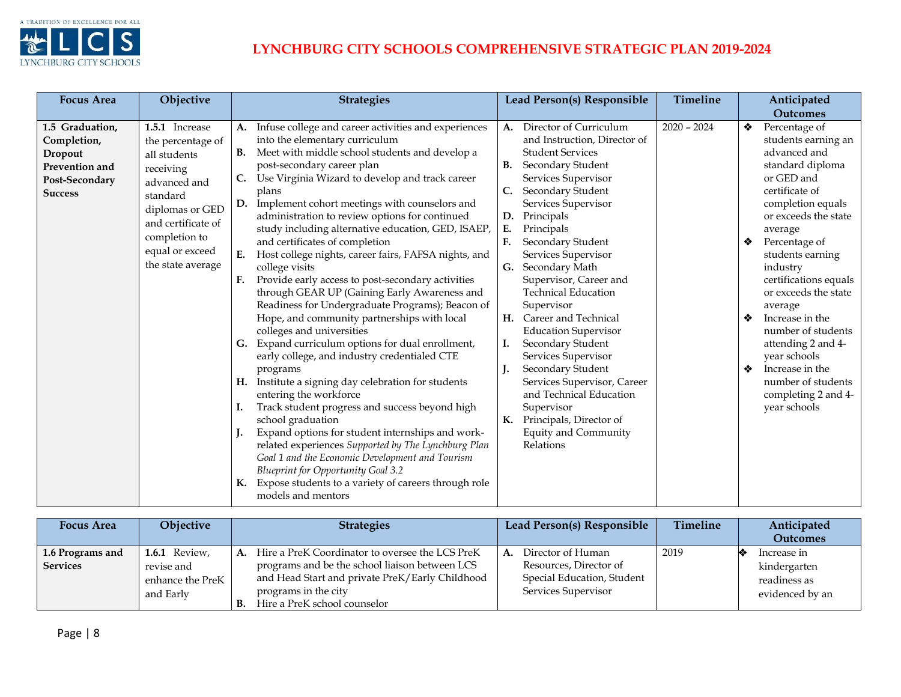# LYNCHBURG CITY SCHOOLS COMPREHENSIVE STRATEGIC PLAN 2019-2024

| Focus Area | Objective | Strategies | Lead Person(s) Responsible | Timeline | Anticipated Outcomes |
|---|---|---|---|---|---|
| **1.5 Graduation, Completion, Dropout Prevention and Post-Secondary Success** | **1.5.1** Increase the percentage of all students receiving advanced and standard diplomas or GED and certificate of completion to equal or exceed the state average | **A.** Infuse college and career activities and experiences into the elementary curriculum<br>**B.** Meet with middle school students and develop a post-secondary career plan<br>**C.** Use Virginia Wizard to develop and track career plans<br>**D.** Implement cohort meetings with counselors and administration to review options for continued study including alternative education, GED, ISAEP, and certificates of completion<br>**E.** Host college nights, career fairs, FAFSA nights, and college visits<br>**F.** Provide early access to post-secondary activities through GEAR UP (Gaining Early Awareness and Readiness for Undergraduate Programs); Beacon of Hope, and community partnerships with local colleges and universities<br>**G.** Expand curriculum options for dual enrollment, early college, and industry credentialed CTE programs<br>**H.** Institute a signing day celebration for students entering the workforce<br>**I.** Track student progress and success beyond high school graduation<br>**J.** Expand options for student internships and work-related experiences *Supported by The Lynchburg Plan Goal 1 and the Economic Development and Tourism Blueprint for Opportunity Goal 3.2*<br>**K.** Expose students to a variety of careers through role models and mentors | **A.** Director of Curriculum and Instruction, Director of Student Services<br>**B.** Secondary Student Services Supervisor<br>**C.** Secondary Student Services Supervisor<br>**D.** Principals<br>**E.** Principals<br>**F.** Secondary Student Services Supervisor<br>**G.** Secondary Math Supervisor, Career and Technical Education Supervisor<br>**H.** Career and Technical Education Supervisor<br>**I.** Secondary Student Services Supervisor<br>**J.** Secondary Student Services Supervisor, Career and Technical Education Supervisor<br>**K.** Principals, Director of Equity and Community Relations | 2020 – 2024 | ❖ Percentage of students earning an advanced and standard diploma or GED and certificate of completion equals or exceeds the state average<br>❖ Percentage of students earning industry certifications equals or exceeds the state average<br>❖ Increase in the number of students attending 2 and 4-year schools<br>❖ Increase in the number of students completing 2 and 4-year schools |

| Focus Area | Objective | Strategies | Lead Person(s) Responsible | Timeline | Anticipated Outcomes |
|---|---|---|---|---|---|
| **1.6 Programs and Services** | **1.6.1** Review, revise and enhance the PreK and Early | **A.** Hire a PreK Coordinator to oversee the LCS PreK programs and be the school liaison between LCS and Head Start and private PreK/Early Childhood programs in the city<br>**B.** Hire a PreK school counselor | **A.** Director of Human Resources, Director of Special Education, Student Services Supervisor | 2019 | ❖ Increase in kindergarten readiness as evidenced by an |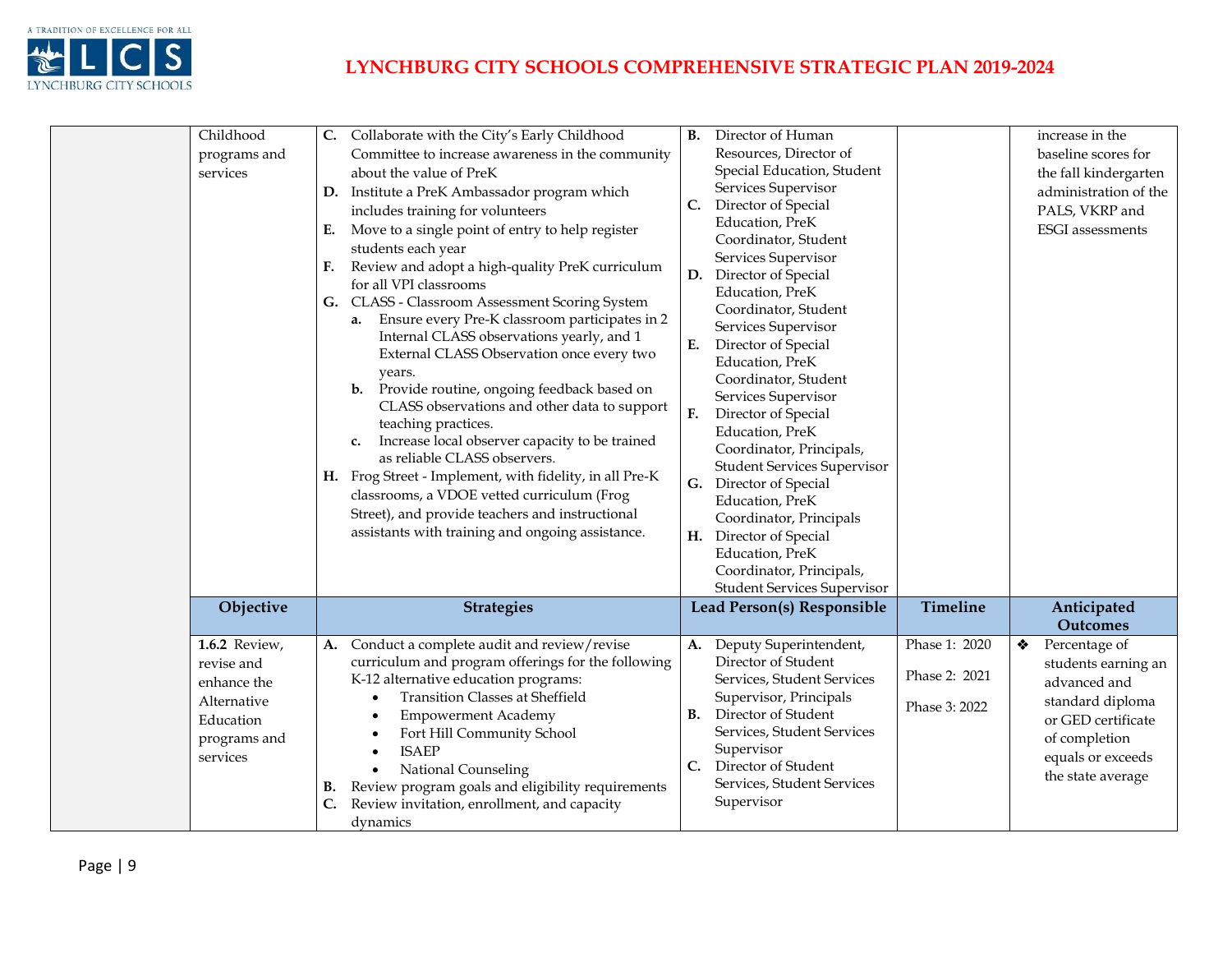| | Objective | Strategies | Lead Person(s) Responsible | Timeline | Anticipated Outcomes |
|---|---|---|---|---|---|
| | Childhood programs and services | **C.** Collaborate with the City's Early Childhood Committee to increase awareness in the community about the value of PreK<br>**D.** Institute a PreK Ambassador program which includes training for volunteers<br>**E.** Move to a single point of entry to help register students each year<br>**F.** Review and adopt a high-quality PreK curriculum for all VPI classrooms<br>**G.** CLASS - Classroom Assessment Scoring System<br>&nbsp;&nbsp;**a.** Ensure every Pre-K classroom participates in 2 Internal CLASS observations yearly, and 1 External CLASS Observation once every two years.<br>&nbsp;&nbsp;**b.** Provide routine, ongoing feedback based on CLASS observations and other data to support teaching practices.<br>&nbsp;&nbsp;**c.** Increase local observer capacity to be trained as reliable CLASS observers.<br>**H.** Frog Street - Implement, with fidelity, in all Pre-K classrooms, a VDOE vetted curriculum (Frog Street), and provide teachers and instructional assistants with training and ongoing assistance. | **B.** Director of Human Resources, Director of Special Education, Student Services Supervisor<br>**C.** Director of Special Education, PreK Coordinator, Student Services Supervisor<br>**D.** Director of Special Education, PreK Coordinator, Student Services Supervisor<br>**E.** Director of Special Education, PreK Coordinator, Student Services Supervisor<br>**F.** Director of Special Education, PreK Coordinator, Principals, Student Services Supervisor<br>**G.** Director of Special Education, PreK Coordinator, Principals<br>**H.** Director of Special Education, PreK Coordinator, Principals, Student Services Supervisor | | increase in the baseline scores for the fall kindergarten administration of the PALS, VKRP and ESGI assessments |
| | **Objective** | **Strategies** | **Lead Person(s) Responsible** | **Timeline** | **Anticipated Outcomes** |
| | **1.6.2** Review, revise and enhance the Alternative Education programs and services | **A.** Conduct a complete audit and review/revise curriculum and program offerings for the following K-12 alternative education programs:<br>• Transition Classes at Sheffield<br>• Empowerment Academy<br>• Fort Hill Community School<br>• ISAEP<br>• National Counseling<br>**B.** Review program goals and eligibility requirements<br>**C.** Review invitation, enrollment, and capacity dynamics | **A.** Deputy Superintendent, Director of Student Services, Student Services Supervisor, Principals<br>**B.** Director of Student Services, Student Services Supervisor<br>**C.** Director of Student Services, Student Services Supervisor | Phase 1: 2020<br><br>Phase 2: 2021<br><br>Phase 3: 2022 | ❖ Percentage of students earning an advanced and standard diploma or GED certificate of completion equals or exceeds the state average |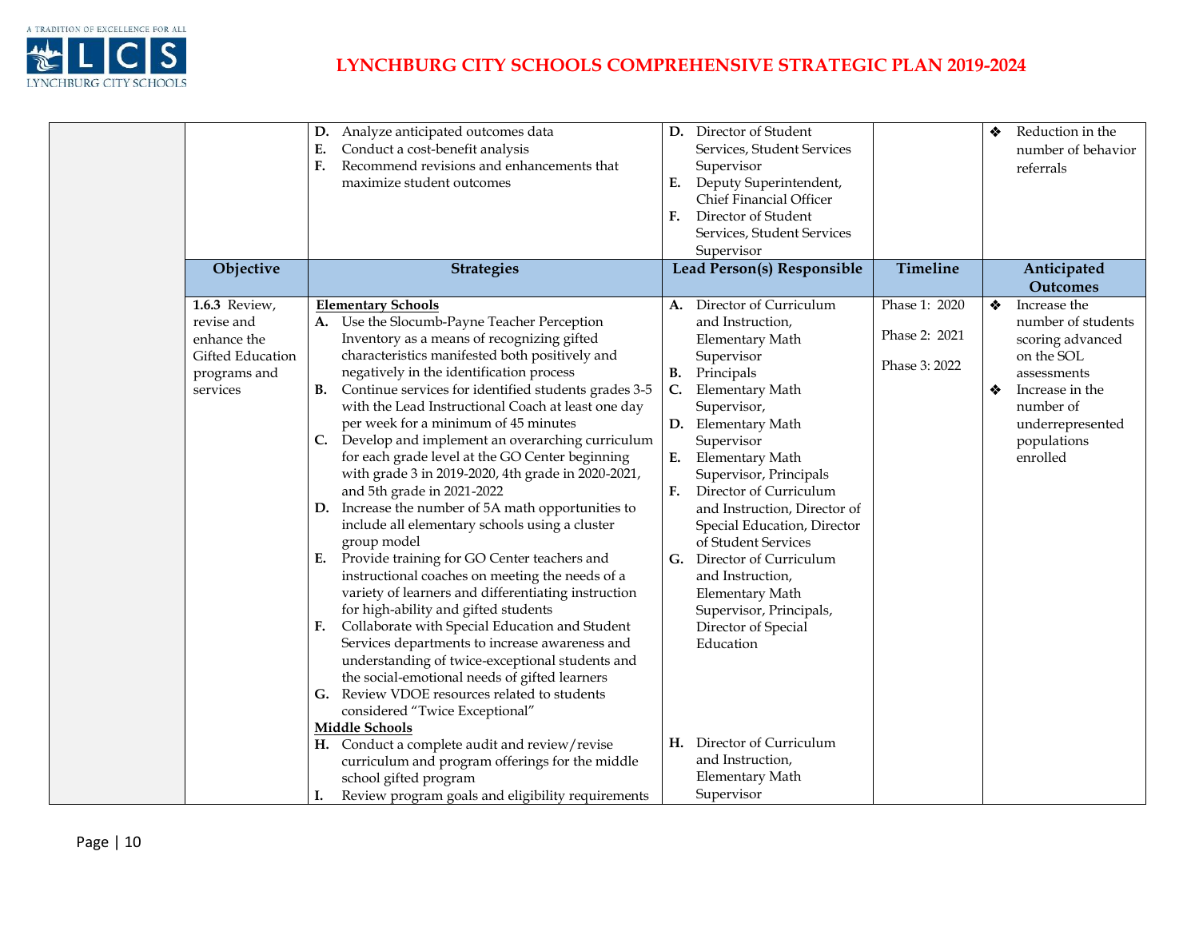| | Objective | Strategies | Lead Person(s) Responsible | Timeline | Anticipated Outcomes |
|---|---|---|---|---|---|
| | | **D.** Analyze anticipated outcomes data<br>**E.** Conduct a cost-benefit analysis<br>**F.** Recommend revisions and enhancements that maximize student outcomes | **D.** Director of Student Services, Student Services Supervisor<br>**E.** Deputy Superintendent, Chief Financial Officer<br>**F.** Director of Student Services, Student Services Supervisor | | ❖ Reduction in the number of behavior referrals |
| | **Objective** | **Strategies** | **Lead Person(s) Responsible** | **Timeline** | **Anticipated Outcomes** |
| | **1.6.3** Review, revise and enhance the Gifted Education programs and services | **Elementary Schools**<br>**A.** Use the Slocumb-Payne Teacher Perception Inventory as a means of recognizing gifted characteristics manifested both positively and negatively in the identification process<br>**B.** Continue services for identified students grades 3-5 with the Lead Instructional Coach at least one day per week for a minimum of 45 minutes<br>**C.** Develop and implement an overarching curriculum for each grade level at the GO Center beginning with grade 3 in 2019-2020, 4th grade in 2020-2021, and 5th grade in 2021-2022<br>**D.** Increase the number of 5A math opportunities to include all elementary schools using a cluster group model<br>**E.** Provide training for GO Center teachers and instructional coaches on meeting the needs of a variety of learners and differentiating instruction for high-ability and gifted students<br>**F.** Collaborate with Special Education and Student Services departments to increase awareness and understanding of twice-exceptional students and the social-emotional needs of gifted learners<br>**G.** Review VDOE resources related to students considered "Twice Exceptional"<br>**Middle Schools**<br>**H.** Conduct a complete audit and review/revise curriculum and program offerings for the middle school gifted program<br>**I.** Review program goals and eligibility requirements | **A.** Director of Curriculum and Instruction, Elementary Math Supervisor<br>**B.** Principals<br>**C.** Elementary Math Supervisor,<br>**D.** Elementary Math Supervisor<br>**E.** Elementary Math Supervisor, Principals<br>**F.** Director of Curriculum and Instruction, Director of Special Education, Director of Student Services<br>**G.** Director of Curriculum and Instruction, Elementary Math Supervisor, Principals, Director of Special Education<br>**H.** Director of Curriculum and Instruction, Elementary Math Supervisor | Phase 1: 2020<br>Phase 2: 2021<br>Phase 3: 2022 | ❖ Increase the number of students scoring advanced on the SOL assessments<br>❖ Increase in the number of underrepresented populations enrolled |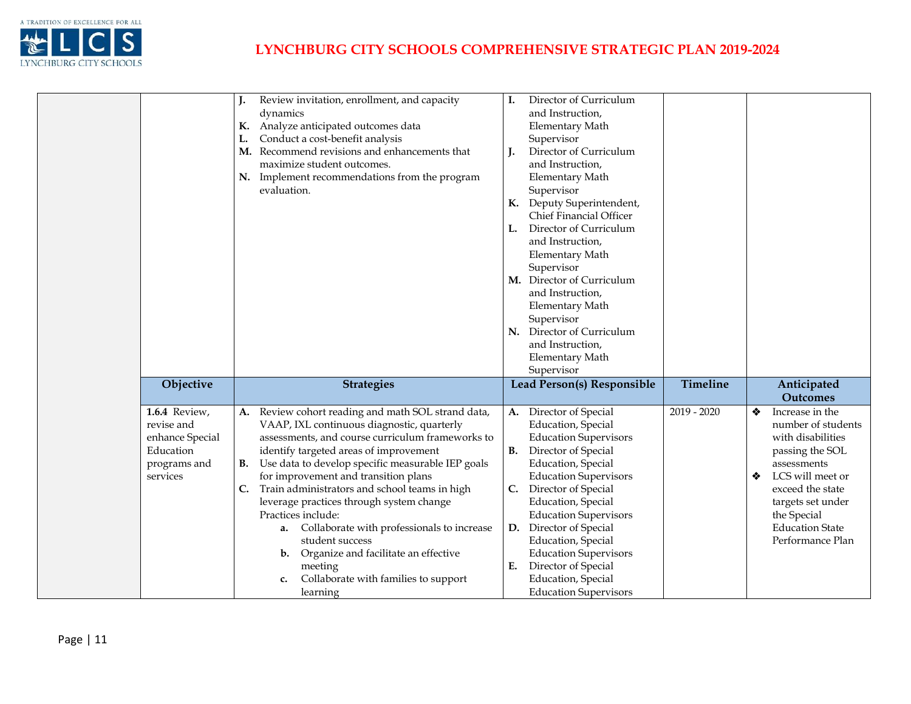| | Objective | Strategies | Lead Person(s) Responsible | Timeline | Anticipated Outcomes |
|---|---|---|---|---|---|
| | | **J.** Review invitation, enrollment, and capacity dynamics<br>**K.** Analyze anticipated outcomes data<br>**L.** Conduct a cost-benefit analysis<br>**M.** Recommend revisions and enhancements that maximize student outcomes.<br>**N.** Implement recommendations from the program evaluation. | **I.** Director of Curriculum and Instruction, Elementary Math Supervisor<br>**J.** Director of Curriculum and Instruction, Elementary Math Supervisor<br>**K.** Deputy Superintendent, Chief Financial Officer<br>**L.** Director of Curriculum and Instruction, Elementary Math Supervisor<br>**M.** Director of Curriculum and Instruction, Elementary Math Supervisor<br>**N.** Director of Curriculum and Instruction, Elementary Math Supervisor | | |
| | **Objective** | **Strategies** | **Lead Person(s) Responsible** | **Timeline** | **Anticipated Outcomes** |
| | **1.6.4** Review, revise and enhance Special Education programs and services | **A.** Review cohort reading and math SOL strand data, VAAP, IXL continuous diagnostic, quarterly assessments, and course curriculum frameworks to identify targeted areas of improvement<br>**B.** Use data to develop specific measurable IEP goals for improvement and transition plans<br>**C.** Train administrators and school teams in high leverage practices through system change Practices include:<br>**a.** Collaborate with professionals to increase student success<br>**b.** Organize and facilitate an effective meeting<br>**c.** Collaborate with families to support learning | **A.** Director of Special Education, Special Education Supervisors<br>**B.** Director of Special Education, Special Education Supervisors<br>**C.** Director of Special Education, Special Education Supervisors<br>**D.** Director of Special Education, Special Education Supervisors<br>**E.** Director of Special Education, Special Education Supervisors | 2019 - 2020 | ❖ Increase in the number of students with disabilities passing the SOL assessments<br>❖ LCS will meet or exceed the state targets set under the Special Education State Performance Plan |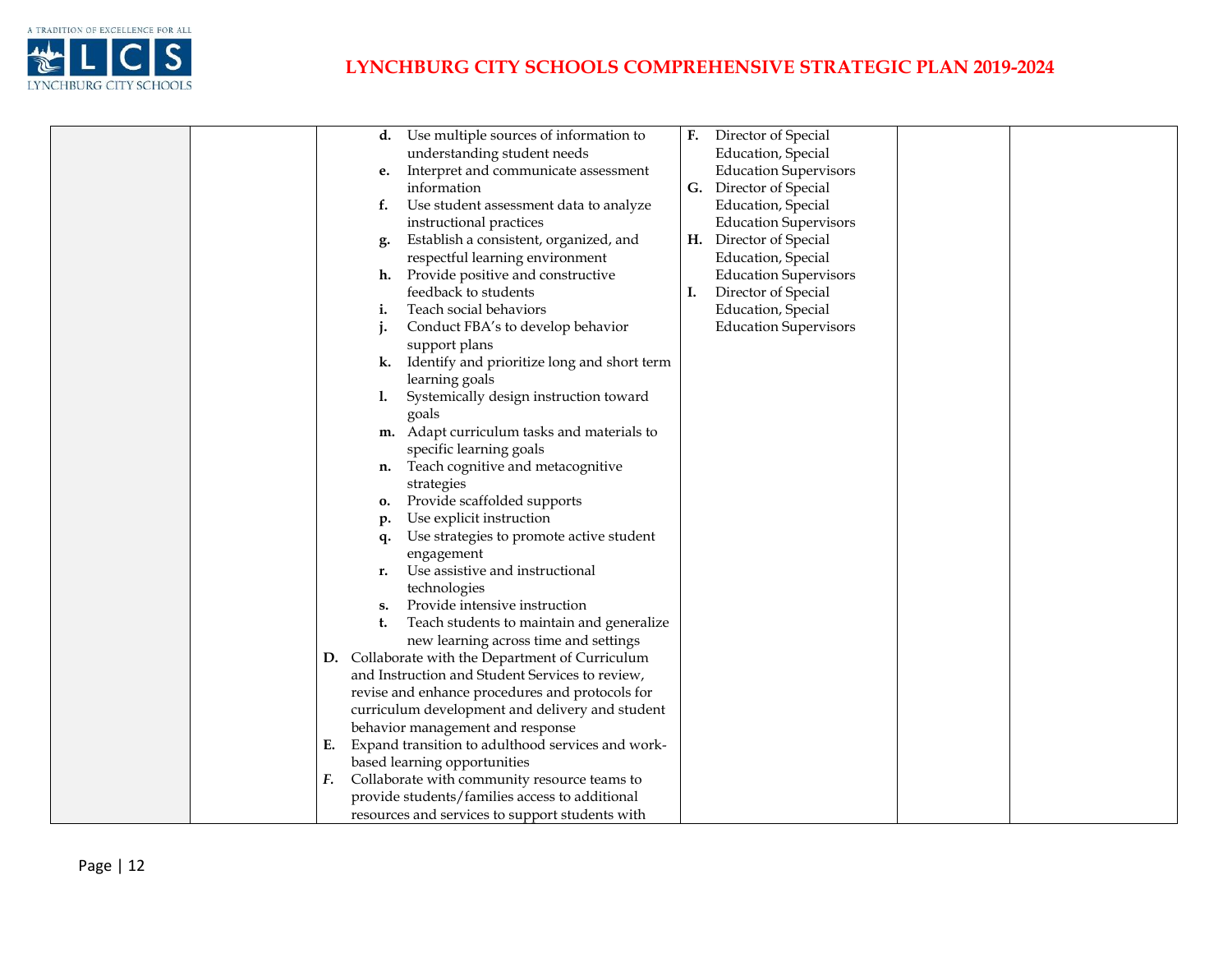| | | | | | |
|---|---|---|---|---|---|
| | | **d.** Use multiple sources of information to understanding student needs<br>**e.** Interpret and communicate assessment information<br>**f.** Use student assessment data to analyze instructional practices<br>**g.** Establish a consistent, organized, and respectful learning environment<br>**h.** Provide positive and constructive feedback to students<br>**i.** Teach social behaviors<br>**j.** Conduct FBA's to develop behavior support plans<br>**k.** Identify and prioritize long and short term learning goals<br>**l.** Systemically design instruction toward goals<br>**m.** Adapt curriculum tasks and materials to specific learning goals<br>**n.** Teach cognitive and metacognitive strategies<br>**o.** Provide scaffolded supports<br>**p.** Use explicit instruction<br>**q.** Use strategies to promote active student engagement<br>**r.** Use assistive and instructional technologies<br>**s.** Provide intensive instruction<br>**t.** Teach students to maintain and generalize new learning across time and settings<br>**D.** Collaborate with the Department of Curriculum and Instruction and Student Services to review, revise and enhance procedures and protocols for curriculum development and delivery and student behavior management and response<br>**E.** Expand transition to adulthood services and work-based learning opportunities<br>***F.*** Collaborate with community resource teams to provide students/families access to additional resources and services to support students with | **F.** Director of Special Education, Special Education Supervisors<br>**G.** Director of Special Education, Special Education Supervisors<br>**H.** Director of Special Education, Special Education Supervisors<br>**I.** Director of Special Education, Special Education Supervisors | | |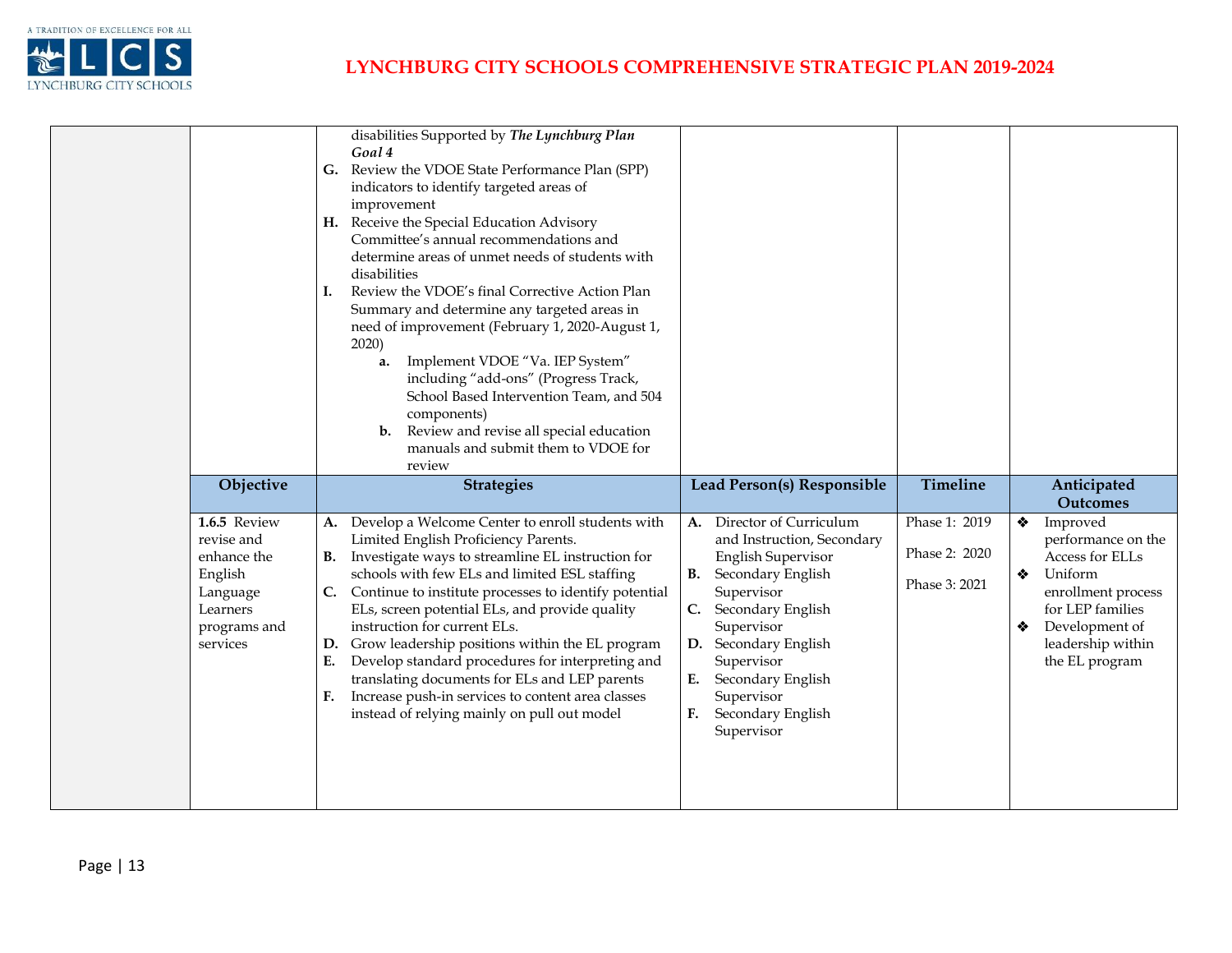| | Objective | Strategies | Lead Person(s) Responsible | Timeline | Anticipated Outcomes |
|---|---|---|---|---|---|
| | | disabilities Supported by ***The Lynchburg Plan Goal 4***<br>**G.** Review the VDOE State Performance Plan (SPP) indicators to identify targeted areas of improvement<br>**H.** Receive the Special Education Advisory Committee's annual recommendations and determine areas of unmet needs of students with disabilities<br>**I.** Review the VDOE's final Corrective Action Plan Summary and determine any targeted areas in need of improvement (February 1, 2020-August 1, 2020)<br>&nbsp;&nbsp;&nbsp;&nbsp;**a.** Implement VDOE "Va. IEP System" including "add-ons" (Progress Track, School Based Intervention Team, and 504 components)<br>&nbsp;&nbsp;&nbsp;&nbsp;**b.** Review and revise all special education manuals and submit them to VDOE for review | | | |
| | **Objective** | **Strategies** | **Lead Person(s) Responsible** | **Timeline** | **Anticipated Outcomes** |
| | **1.6.5** Review revise and enhance the English Language Learners programs and services | **A.** Develop a Welcome Center to enroll students with Limited English Proficiency Parents.<br>**B.** Investigate ways to streamline EL instruction for schools with few ELs and limited ESL staffing<br>**C.** Continue to institute processes to identify potential ELs, screen potential ELs, and provide quality instruction for current ELs.<br>**D.** Grow leadership positions within the EL program<br>**E.** Develop standard procedures for interpreting and translating documents for ELs and LEP parents<br>**F.** Increase push-in services to content area classes instead of relying mainly on pull out model | **A.** Director of Curriculum and Instruction, Secondary English Supervisor<br>**B.** Secondary English Supervisor<br>**C.** Secondary English Supervisor<br>**D.** Secondary English Supervisor<br>**E.** Secondary English Supervisor<br>**F.** Secondary English Supervisor | Phase 1: 2019<br>Phase 2: 2020<br>Phase 3: 2021 | ❖ Improved performance on the Access for ELLs<br>❖ Uniform enrollment process for LEP families<br>❖ Development of leadership within the EL program |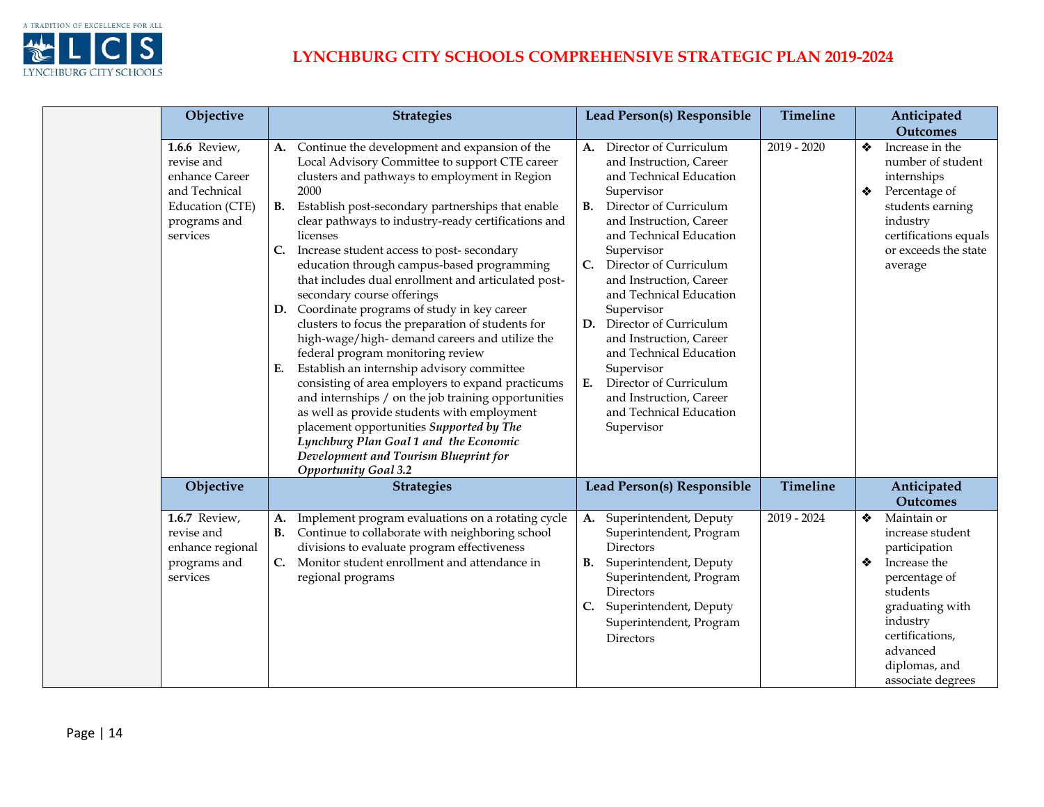# LYNCHBURG CITY SCHOOLS COMPREHENSIVE STRATEGIC PLAN 2019-2024

| Objective | Strategies | Lead Person(s) Responsible | Timeline | Anticipated Outcomes |
|---|---|---|---|---|
| **1.6.6** Review, revise and enhance Career and Technical Education (CTE) programs and services | **A.** Continue the development and expansion of the Local Advisory Committee to support CTE career clusters and pathways to employment in Region 2000<br>**B.** Establish post-secondary partnerships that enable clear pathways to industry-ready certifications and licenses<br>**C.** Increase student access to post- secondary education through campus-based programming that includes dual enrollment and articulated post-secondary course offerings<br>**D.** Coordinate programs of study in key career clusters to focus the preparation of students for high-wage/high- demand careers and utilize the federal program monitoring review<br>**E.** Establish an internship advisory committee consisting of area employers to expand practicums and internships / on the job training opportunities as well as provide students with employment placement opportunities ***Supported by The Lynchburg Plan Goal 1 and the Economic Development and Tourism Blueprint for Opportunity Goal 3.2*** | **A.** Director of Curriculum and Instruction, Career and Technical Education Supervisor<br>**B.** Director of Curriculum and Instruction, Career and Technical Education Supervisor<br>**C.** Director of Curriculum and Instruction, Career and Technical Education Supervisor<br>**D.** Director of Curriculum and Instruction, Career and Technical Education Supervisor<br>**E.** Director of Curriculum and Instruction, Career and Technical Education Supervisor | 2019 - 2020 | ❖ Increase in the number of student internships<br>❖ Percentage of students earning industry certifications equals or exceeds the state average |
| **Objective** | **Strategies** | **Lead Person(s) Responsible** | **Timeline** | **Anticipated Outcomes** |
| **1.6.7** Review, revise and enhance regional programs and services | **A.** Implement program evaluations on a rotating cycle<br>**B.** Continue to collaborate with neighboring school divisions to evaluate program effectiveness<br>**C.** Monitor student enrollment and attendance in regional programs | **A.** Superintendent, Deputy Superintendent, Program Directors<br>**B.** Superintendent, Deputy Superintendent, Program Directors<br>**C.** Superintendent, Deputy Superintendent, Program Directors | 2019 - 2024 | ❖ Maintain or increase student participation<br>❖ Increase the percentage of students graduating with industry certifications, advanced diplomas, and associate degrees |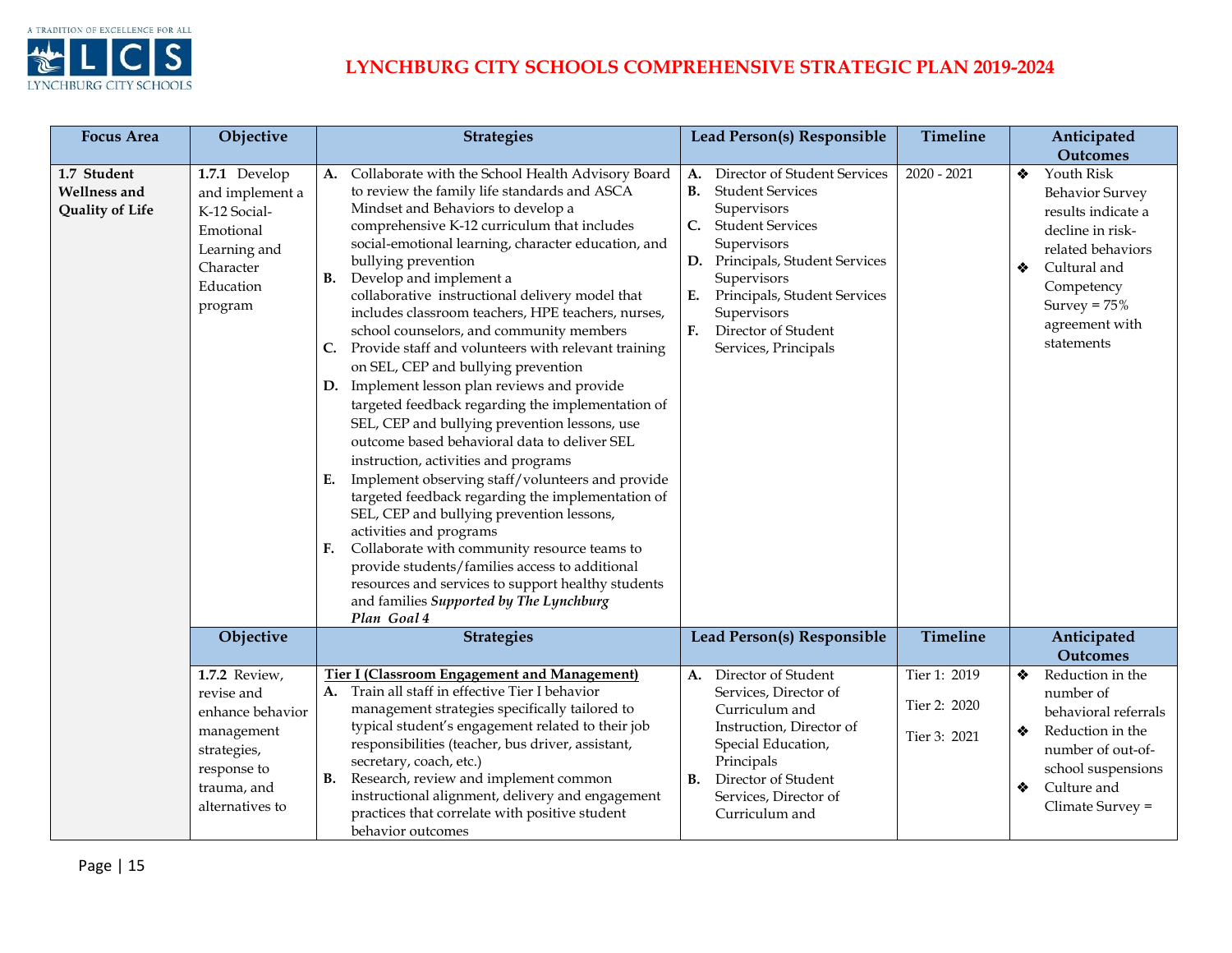# LYNCHBURG CITY SCHOOLS COMPREHENSIVE STRATEGIC PLAN 2019-2024

| Focus Area | Objective | Strategies | Lead Person(s) Responsible | Timeline | Anticipated Outcomes |
|---|---|---|---|---|---|
| **1.7 Student Wellness and Quality of Life** | **1.7.1** Develop and implement a K-12 Social-Emotional Learning and Character Education program | **A.** Collaborate with the School Health Advisory Board to review the family life standards and ASCA Mindset and Behaviors to develop a comprehensive K-12 curriculum that includes social-emotional learning, character education, and bullying prevention<br>**B.** Develop and implement a collaborative instructional delivery model that includes classroom teachers, HPE teachers, nurses, school counselors, and community members<br>**C.** Provide staff and volunteers with relevant training on SEL, CEP and bullying prevention<br>**D.** Implement lesson plan reviews and provide targeted feedback regarding the implementation of SEL, CEP and bullying prevention lessons, use outcome based behavioral data to deliver SEL instruction, activities and programs<br>**E.** Implement observing staff/volunteers and provide targeted feedback regarding the implementation of SEL, CEP and bullying prevention lessons, activities and programs<br>**F.** Collaborate with community resource teams to provide students/families access to additional resources and services to support healthy students and families ***Supported by The Lynchburg Plan Goal 4*** | **A.** Director of Student Services<br>**B.** Student Services Supervisors<br>**C.** Student Services Supervisors<br>**D.** Principals, Student Services Supervisors<br>**E.** Principals, Student Services Supervisors<br>**F.** Director of Student Services, Principals | 2020 - 2021 | ❖ Youth Risk Behavior Survey results indicate a decline in risk-related behaviors<br>❖ Cultural and Competency Survey = 75% agreement with statements |
| | **Objective** | **Strategies** | **Lead Person(s) Responsible** | **Timeline** | **Anticipated Outcomes** |
| | **1.7.2** Review, revise and enhance behavior management strategies, response to trauma, and alternatives to | <u>**Tier I (Classroom Engagement and Management)**</u><br>**A.** Train all staff in effective Tier I behavior management strategies specifically tailored to typical student's engagement related to their job responsibilities (teacher, bus driver, assistant, secretary, coach, etc.)<br>**B.** Research, review and implement common instructional alignment, delivery and engagement practices that correlate with positive student behavior outcomes | **A.** Director of Student Services, Director of Curriculum and Instruction, Director of Special Education, Principals<br>**B.** Director of Student Services, Director of Curriculum and | Tier 1: 2019<br>Tier 2: 2020<br>Tier 3: 2021 | ❖ Reduction in the number of behavioral referrals<br>❖ Reduction in the number of out-of-school suspensions<br>❖ Culture and Climate Survey = |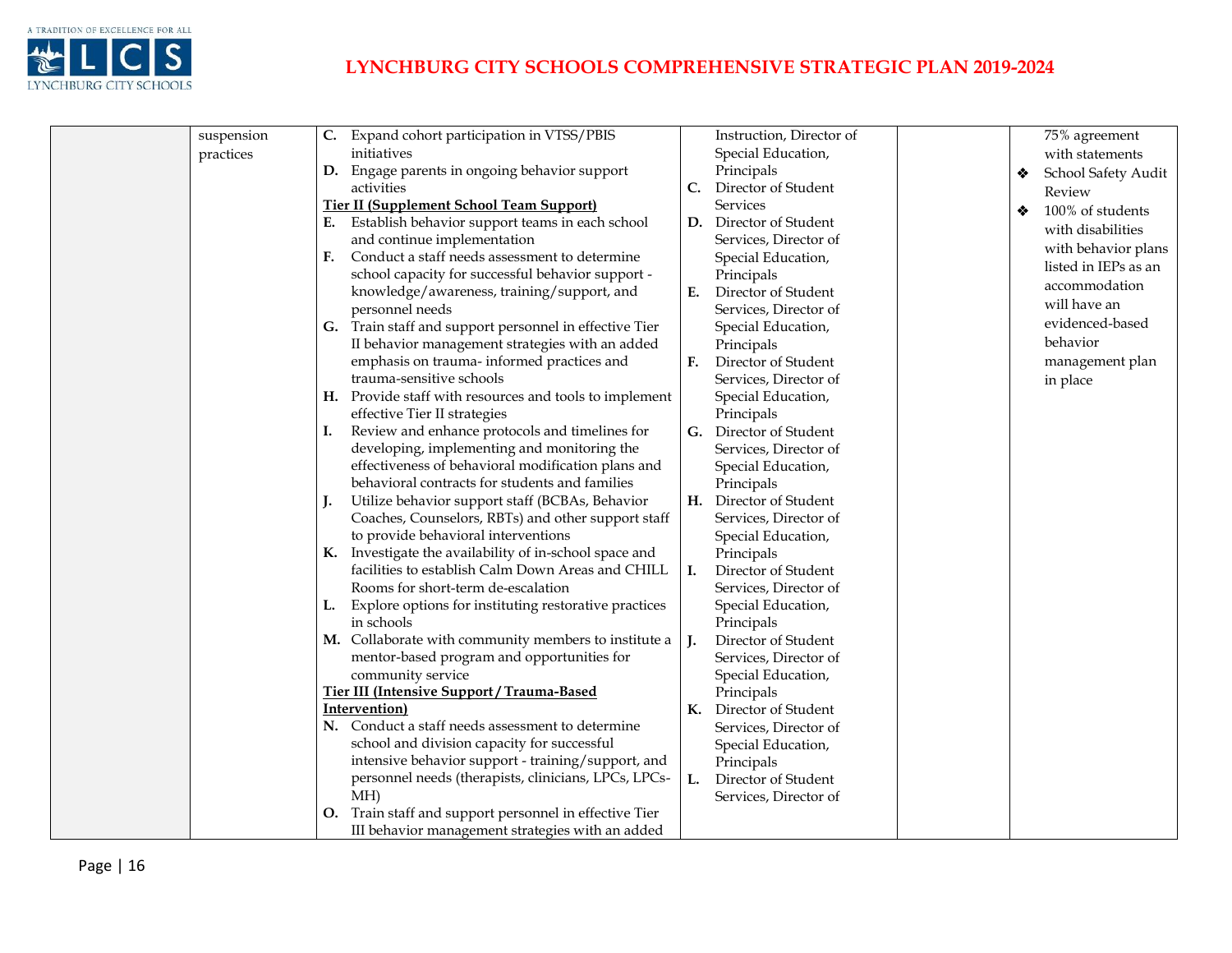| | | | | | |
|---|---|---|---|---|---|
| | suspension practices | **C.** Expand cohort participation in VTSS/PBIS initiatives<br>**D.** Engage parents in ongoing behavior support activities<br>**Tier II (Supplement School Team Support)**<br>**E.** Establish behavior support teams in each school and continue implementation<br>**F.** Conduct a staff needs assessment to determine school capacity for successful behavior support - knowledge/awareness, training/support, and personnel needs<br>**G.** Train staff and support personnel in effective Tier II behavior management strategies with an added emphasis on trauma- informed practices and trauma-sensitive schools<br>**H.** Provide staff with resources and tools to implement effective Tier II strategies<br>**I.** Review and enhance protocols and timelines for developing, implementing and monitoring the effectiveness of behavioral modification plans and behavioral contracts for students and families<br>**J.** Utilize behavior support staff (BCBAs, Behavior Coaches, Counselors, RBTs) and other support staff to provide behavioral interventions<br>**K.** Investigate the availability of in-school space and facilities to establish Calm Down Areas and CHILL Rooms for short-term de-escalation<br>**L.** Explore options for instituting restorative practices in schools<br>**M.** Collaborate with community members to institute a mentor-based program and opportunities for community service<br>**Tier III (Intensive Support / Trauma-Based Intervention)**<br>**N.** Conduct a staff needs assessment to determine school and division capacity for successful intensive behavior support - training/support, and personnel needs (therapists, clinicians, LPCs, LPCs-MH)<br>**O.** Train staff and support personnel in effective Tier III behavior management strategies with an added | Instruction, Director of Special Education, Principals<br>**C.** Director of Student Services<br>**D.** Director of Student Services, Director of Special Education, Principals<br>**E.** Director of Student Services, Director of Special Education, Principals<br>**F.** Director of Student Services, Director of Special Education, Principals<br>**G.** Director of Student Services, Director of Special Education, Principals<br>**H.** Director of Student Services, Director of Special Education, Principals<br>**I.** Director of Student Services, Director of Special Education, Principals<br>**J.** Director of Student Services, Director of Special Education, Principals<br>**K.** Director of Student Services, Director of Special Education, Principals<br>**L.** Director of Student Services, Director of | | 75% agreement with statements<br>❖ School Safety Audit Review<br>❖ 100% of students with disabilities with behavior plans listed in IEPs as an accommodation will have an evidenced-based behavior management plan in place |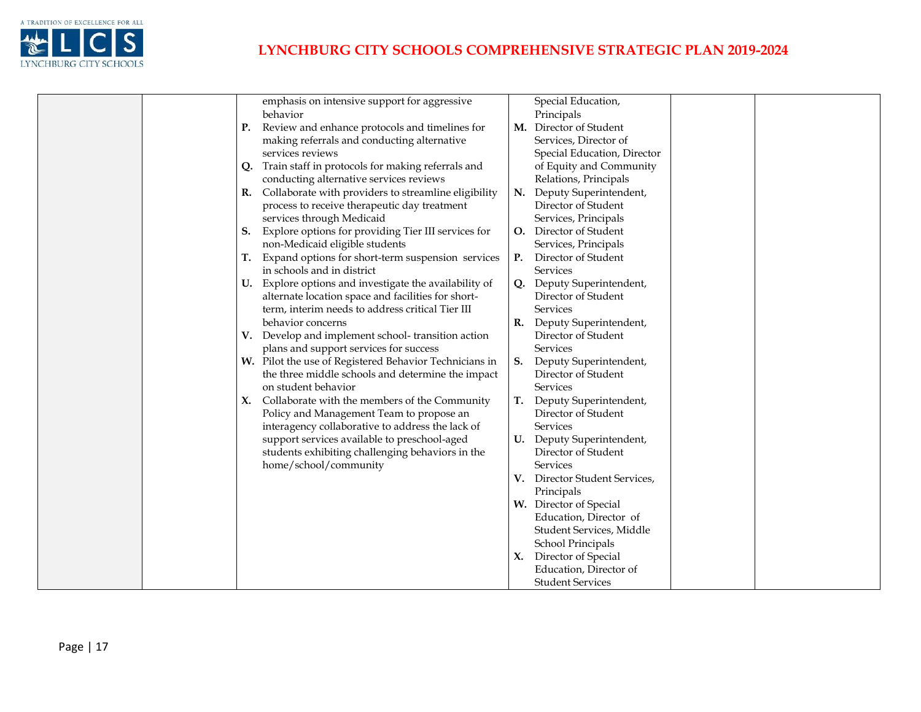| | | | | | |
|---|---|---|---|---|---|
| | | emphasis on intensive support for aggressive behavior<br>**P.** Review and enhance protocols and timelines for making referrals and conducting alternative services reviews<br>**Q.** Train staff in protocols for making referrals and conducting alternative services reviews<br>**R.** Collaborate with providers to streamline eligibility process to receive therapeutic day treatment services through Medicaid<br>**S.** Explore options for providing Tier III services for non-Medicaid eligible students<br>**T.** Expand options for short-term suspension services in schools and in district<br>**U.** Explore options and investigate the availability of alternate location space and facilities for short-term, interim needs to address critical Tier III behavior concerns<br>**V.** Develop and implement school- transition action plans and support services for success<br>**W.** Pilot the use of Registered Behavior Technicians in the three middle schools and determine the impact on student behavior<br>**X.** Collaborate with the members of the Community Policy and Management Team to propose an interagency collaborative to address the lack of support services available to preschool-aged students exhibiting challenging behaviors in the home/school/community | Special Education, Principals<br>**M.** Director of Student Services, Director of Special Education, Director of Equity and Community Relations, Principals<br>**N.** Deputy Superintendent, Director of Student Services, Principals<br>**O.** Director of Student Services, Principals<br>**P.** Director of Student Services<br>**Q.** Deputy Superintendent, Director of Student Services<br>**R.** Deputy Superintendent, Director of Student Services<br>**S.** Deputy Superintendent, Director of Student Services<br>**T.** Deputy Superintendent, Director of Student Services<br>**U.** Deputy Superintendent, Director of Student Services<br>**V.** Director Student Services, Principals<br>**W.** Director of Special Education, Director of Student Services, Middle School Principals<br>**X.** Director of Special Education, Director of Student Services | | |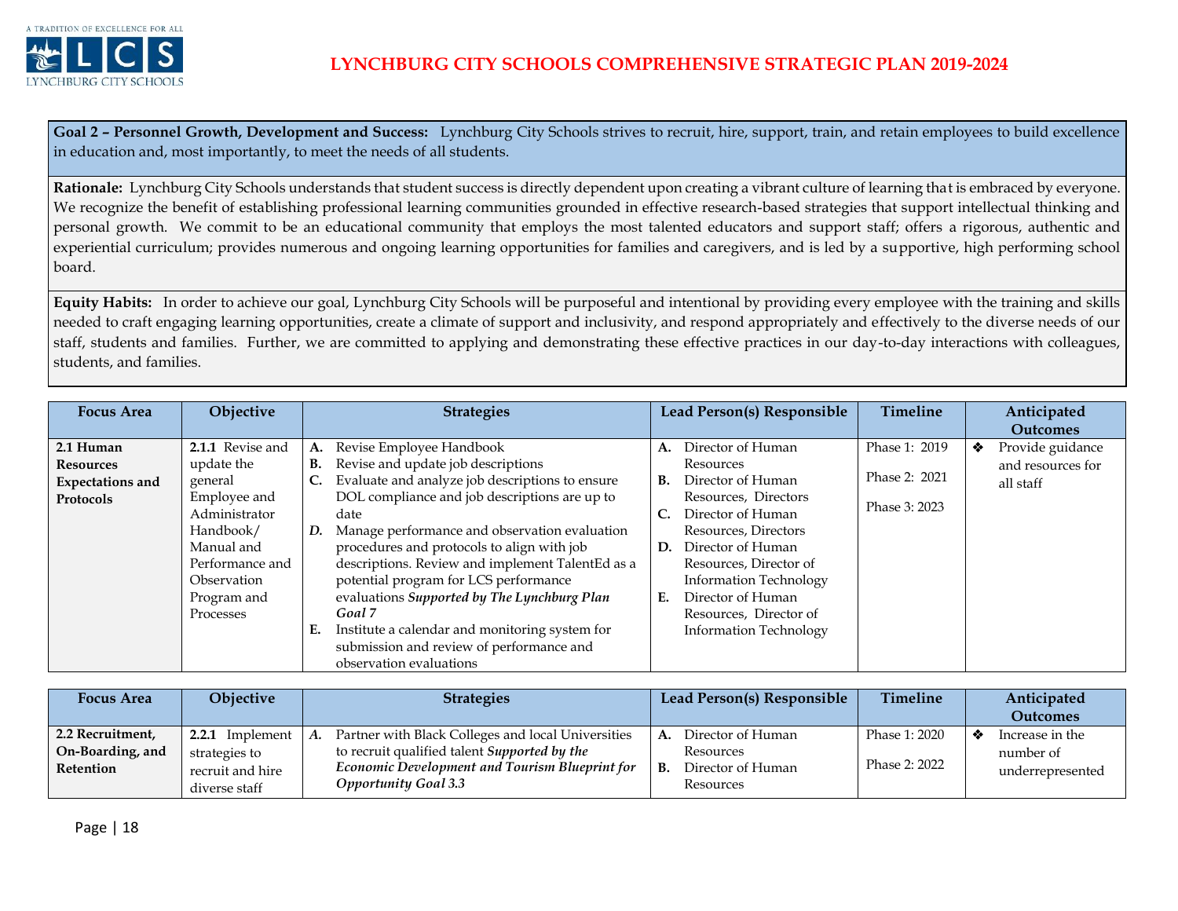# LYNCHBURG CITY SCHOOLS COMPREHENSIVE STRATEGIC PLAN 2019-2024

**Goal 2 – Personnel Growth, Development and Success:** Lynchburg City Schools strives to recruit, hire, support, train, and retain employees to build excellence in education and, most importantly, to meet the needs of all students.

**Rationale:** Lynchburg City Schools understands that student success is directly dependent upon creating a vibrant culture of learning that is embraced by everyone. We recognize the benefit of establishing professional learning communities grounded in effective research-based strategies that support intellectual thinking and personal growth. We commit to be an educational community that employs the most talented educators and support staff; offers a rigorous, authentic and experiential curriculum; provides numerous and ongoing learning opportunities for families and caregivers, and is led by a supportive, high performing school board.

**Equity Habits:** In order to achieve our goal, Lynchburg City Schools will be purposeful and intentional by providing every employee with the training and skills needed to craft engaging learning opportunities, create a climate of support and inclusivity, and respond appropriately and effectively to the diverse needs of our staff, students and families. Further, we are committed to applying and demonstrating these effective practices in our day-to-day interactions with colleagues, students, and families.

| Focus Area | Objective | Strategies | Lead Person(s) Responsible | Timeline | Anticipated Outcomes |
|---|---|---|---|---|---|
| **2.1 Human Resources Expectations and Protocols** | **2.1.1** Revise and update the general Employee and Administrator Handbook/ Manual and Performance and Observation Program and Processes | **A.** Revise Employee Handbook<br>**B.** Revise and update job descriptions<br>**C.** Evaluate and analyze job descriptions to ensure DOL compliance and job descriptions are up to date<br>***D.*** Manage performance and observation evaluation procedures and protocols to align with job descriptions. Review and implement TalentEd as a potential program for LCS performance evaluations ***Supported by The Lynchburg Plan Goal 7***<br>**E.** Institute a calendar and monitoring system for submission and review of performance and observation evaluations | **A.** Director of Human Resources<br>**B.** Director of Human Resources, Directors<br>**C.** Director of Human Resources, Directors<br>**D.** Director of Human Resources, Director of Information Technology<br>**E.** Director of Human Resources, Director of Information Technology | Phase 1: 2019<br>Phase 2: 2021<br>Phase 3: 2023 | ❖ Provide guidance and resources for all staff |

| Focus Area | Objective | Strategies | Lead Person(s) Responsible | Timeline | Anticipated Outcomes |
|---|---|---|---|---|---|
| **2.2 Recruitment, On-Boarding, and Retention** | **2.2.1** Implement strategies to recruit and hire diverse staff | ***A.*** Partner with Black Colleges and local Universities to recruit qualified talent ***Supported by the Economic Development and Tourism Blueprint for Opportunity Goal 3.3*** | **A.** Director of Human Resources<br>**B.** Director of Human Resources | Phase 1: 2020<br>Phase 2: 2022 | ❖ Increase in the number of underrepresented |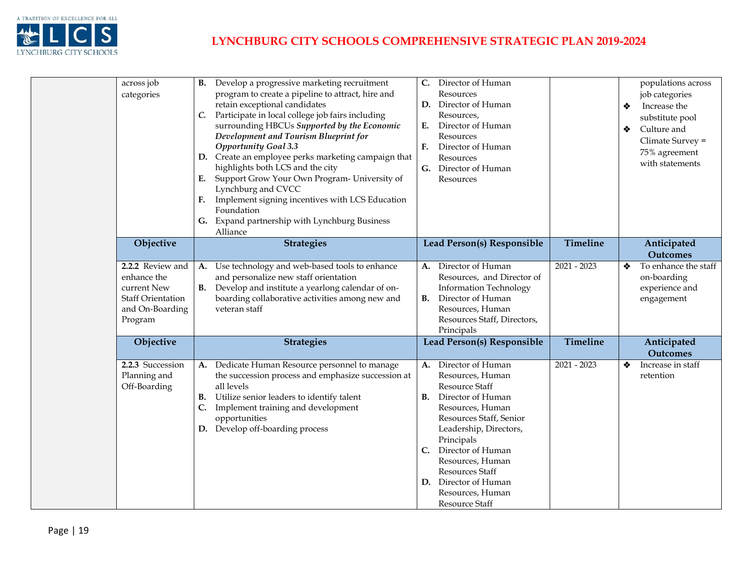| | Objective | Strategies | Lead Person(s) Responsible | Timeline | Anticipated Outcomes |
|---|---|---|---|---|---|
| | across job categories | **B.** Develop a progressive marketing recruitment program to create a pipeline to attract, hire and retain exceptional candidates<br>*C.* Participate in local college job fairs including surrounding HBCUs ***Supported by the Economic Development and Tourism Blueprint for Opportunity Goal 3.3***<br>**D.** Create an employee perks marketing campaign that highlights both LCS and the city<br>**E.** Support Grow Your Own Program- University of Lynchburg and CVCC<br>**F.** Implement signing incentives with LCS Education Foundation<br>**G.** Expand partnership with Lynchburg Business Alliance | **C.** Director of Human Resources<br>**D.** Director of Human Resources,<br>**E.** Director of Human Resources<br>**F.** Director of Human Resources<br>**G.** Director of Human Resources | | populations across job categories<br>❖ Increase the substitute pool<br>❖ Culture and Climate Survey = 75% agreement with statements |
| | **Objective** | **Strategies** | **Lead Person(s) Responsible** | **Timeline** | **Anticipated Outcomes** |
| | **2.2.2** Review and enhance the current New Staff Orientation and On-Boarding Program | **A.** Use technology and web-based tools to enhance and personalize new staff orientation<br>**B.** Develop and institute a yearlong calendar of on-boarding collaborative activities among new and veteran staff | **A.** Director of Human Resources, and Director of Information Technology<br>**B.** Director of Human Resources, Human Resources Staff, Directors, Principals | 2021 - 2023 | ❖ To enhance the staff on-boarding experience and engagement |
| | **Objective** | **Strategies** | **Lead Person(s) Responsible** | **Timeline** | **Anticipated Outcomes** |
| | **2.2.3** Succession Planning and Off-Boarding | **A.** Dedicate Human Resource personnel to manage the succession process and emphasize succession at all levels<br>**B.** Utilize senior leaders to identify talent<br>**C.** Implement training and development opportunities<br>**D.** Develop off-boarding process | **A.** Director of Human Resources, Human Resource Staff<br>**B.** Director of Human Resources, Human Resources Staff, Senior Leadership, Directors, Principals<br>**C.** Director of Human Resources, Human Resources Staff<br>**D.** Director of Human Resources, Human Resource Staff | 2021 - 2023 | ❖ Increase in staff retention |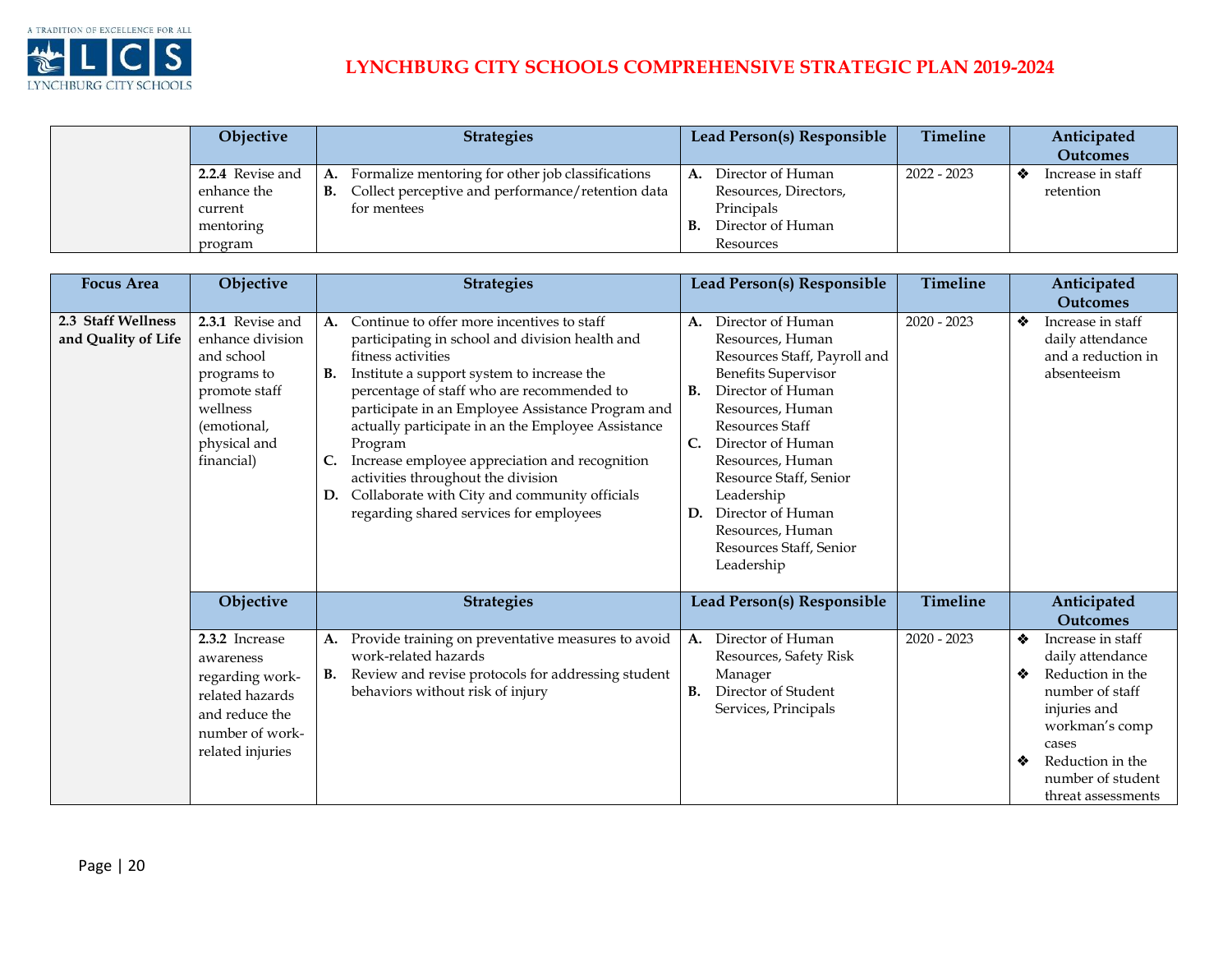| Focus Area | Objective | Strategies | Lead Person(s) Responsible | Timeline | Anticipated Outcomes |
|---|---|---|---|---|---|
| | **2.2.4** Revise and enhance the current mentoring program | **A.** Formalize mentoring for other job classifications<br>**B.** Collect perceptive and performance/retention data for mentees | **A.** Director of Human Resources, Directors, Principals<br>**B.** Director of Human Resources | 2022 - 2023 | ❖ Increase in staff retention |

| Focus Area | Objective | Strategies | Lead Person(s) Responsible | Timeline | Anticipated Outcomes |
|---|---|---|---|---|---|
| **2.3 Staff Wellness and Quality of Life** | **2.3.1** Revise and enhance division and school programs to promote staff wellness (emotional, physical and financial) | **A.** Continue to offer more incentives to staff participating in school and division health and fitness activities<br>**B.** Institute a support system to increase the percentage of staff who are recommended to participate in an Employee Assistance Program and actually participate in an the Employee Assistance Program<br>**C.** Increase employee appreciation and recognition activities throughout the division<br>**D.** Collaborate with City and community officials regarding shared services for employees | **A.** Director of Human Resources, Human Resources Staff, Payroll and Benefits Supervisor<br>**B.** Director of Human Resources, Human Resources Staff<br>**C.** Director of Human Resources, Human Resource Staff, Senior Leadership<br>**D.** Director of Human Resources, Human Resources Staff, Senior Leadership | 2020 - 2023 | ❖ Increase in staff daily attendance and a reduction in absenteeism |
| | **Objective** | **Strategies** | **Lead Person(s) Responsible** | **Timeline** | **Anticipated Outcomes** |
| | **2.3.2** Increase awareness regarding work-related hazards and reduce the number of work-related injuries | **A.** Provide training on preventative measures to avoid work-related hazards<br>**B.** Review and revise protocols for addressing student behaviors without risk of injury | **A.** Director of Human Resources, Safety Risk Manager<br>**B.** Director of Student Services, Principals | 2020 - 2023 | ❖ Increase in staff daily attendance<br>❖ Reduction in the number of staff injuries and workman's comp cases<br>❖ Reduction in the number of student threat assessments |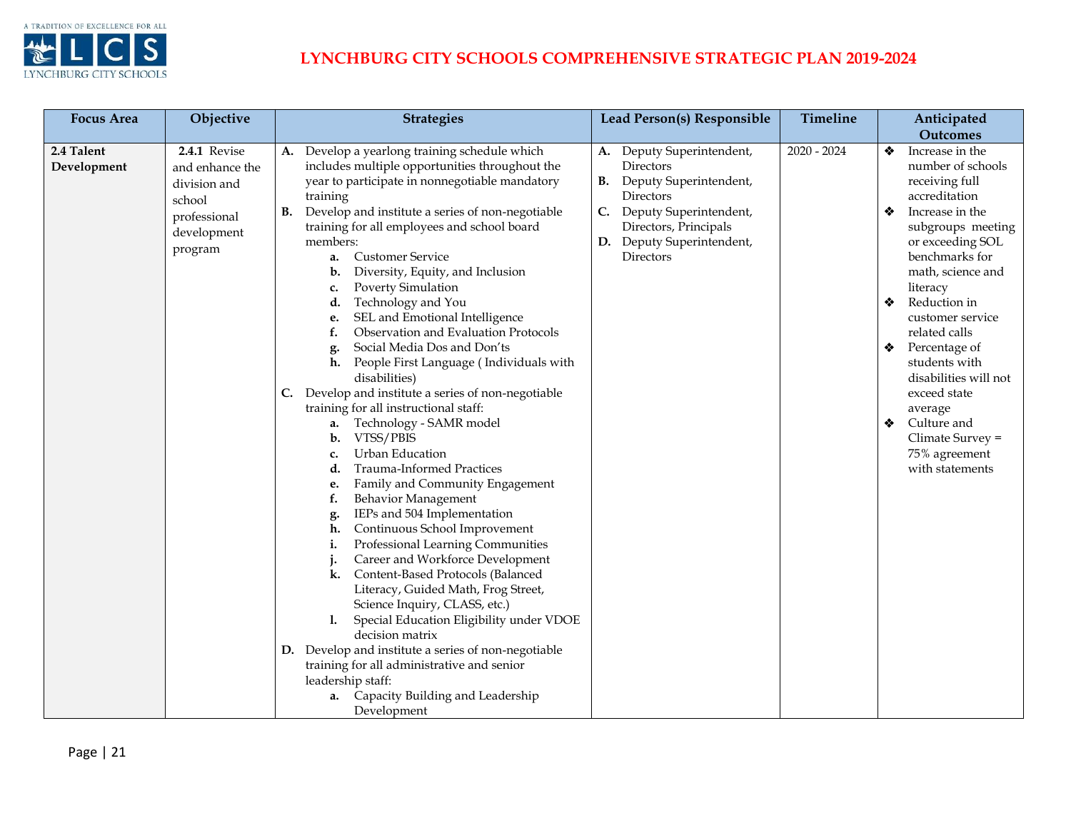# LYNCHBURG CITY SCHOOLS COMPREHENSIVE STRATEGIC PLAN 2019-2024

| Focus Area | Objective | Strategies | Lead Person(s) Responsible | Timeline | Anticipated Outcomes |
|---|---|---|---|---|---|
| **2.4 Talent Development** | **2.4.1** Revise and enhance the division and school professional development program | **A.** Develop a yearlong training schedule which includes multiple opportunities throughout the year to participate in nonnegotiable mandatory training<br>**B.** Develop and institute a series of non-negotiable training for all employees and school board members:<br>**a.** Customer Service<br>**b.** Diversity, Equity, and Inclusion<br>**c.** Poverty Simulation<br>**d.** Technology and You<br>**e.** SEL and Emotional Intelligence<br>**f.** Observation and Evaluation Protocols<br>**g.** Social Media Dos and Don'ts<br>**h.** People First Language ( Individuals with disabilities)<br>**C.** Develop and institute a series of non-negotiable training for all instructional staff:<br>**a.** Technology - SAMR model<br>**b.** VTSS/PBIS<br>**c.** Urban Education<br>**d.** Trauma-Informed Practices<br>**e.** Family and Community Engagement<br>**f.** Behavior Management<br>**g.** IEPs and 504 Implementation<br>**h.** Continuous School Improvement<br>**i.** Professional Learning Communities<br>**j.** Career and Workforce Development<br>**k.** Content-Based Protocols (Balanced Literacy, Guided Math, Frog Street, Science Inquiry, CLASS, etc.)<br>**l.** Special Education Eligibility under VDOE decision matrix<br>**D.** Develop and institute a series of non-negotiable training for all administrative and senior leadership staff:<br>**a.** Capacity Building and Leadership Development | **A.** Deputy Superintendent, Directors<br>**B.** Deputy Superintendent, Directors<br>**C.** Deputy Superintendent, Directors, Principals<br>**D.** Deputy Superintendent, Directors | 2020 - 2024 | ❖ Increase in the number of schools receiving full accreditation<br>❖ Increase in the subgroups meeting or exceeding SOL benchmarks for math, science and literacy<br>❖ Reduction in customer service related calls<br>❖ Percentage of students with disabilities will not exceed state average<br>❖ Culture and Climate Survey = 75% agreement with statements |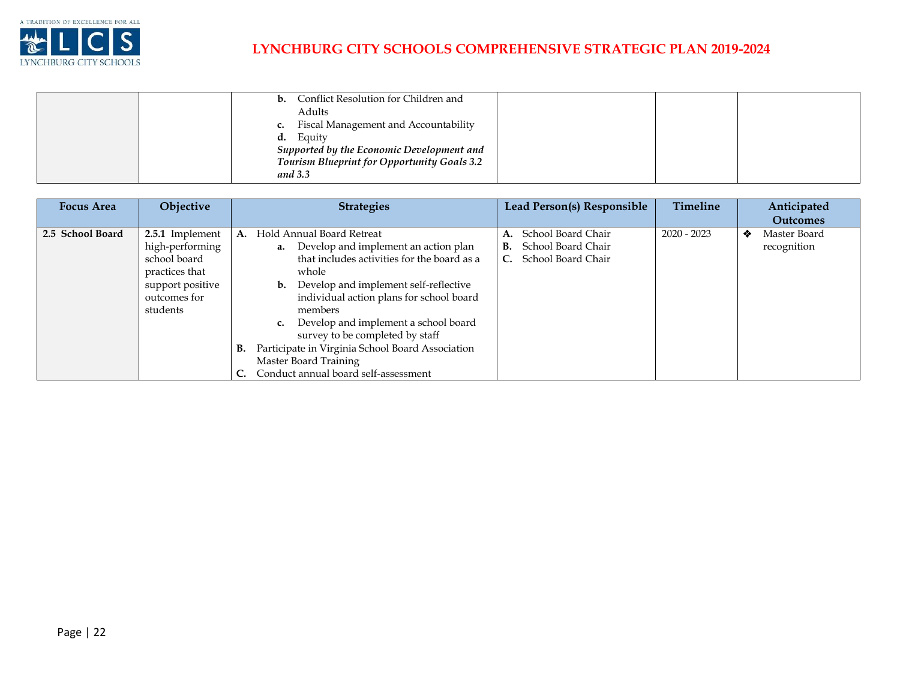| | | | | | |
|---|---|---|---|---|---|
| | | **b.** Conflict Resolution for Children and Adults<br>**c.** Fiscal Management and Accountability<br>**d.** Equity<br>***Supported by the Economic Development and Tourism Blueprint for Opportunity Goals 3.2 and 3.3*** | | | |

| Focus Area | Objective | Strategies | Lead Person(s) Responsible | Timeline | Anticipated Outcomes |
|---|---|---|---|---|---|
| **2.5 School Board** | **2.5.1** Implement high-performing school board practices that support positive outcomes for students | **A.** Hold Annual Board Retreat<br>**a.** Develop and implement an action plan that includes activities for the board as a whole<br>**b.** Develop and implement self-reflective individual action plans for school board members<br>**c.** Develop and implement a school board survey to be completed by staff<br>**B.** Participate in Virginia School Board Association Master Board Training<br>**C.** Conduct annual board self-assessment | **A.** School Board Chair<br>**B.** School Board Chair<br>**C.** School Board Chair | 2020 - 2023 | ❖ Master Board recognition |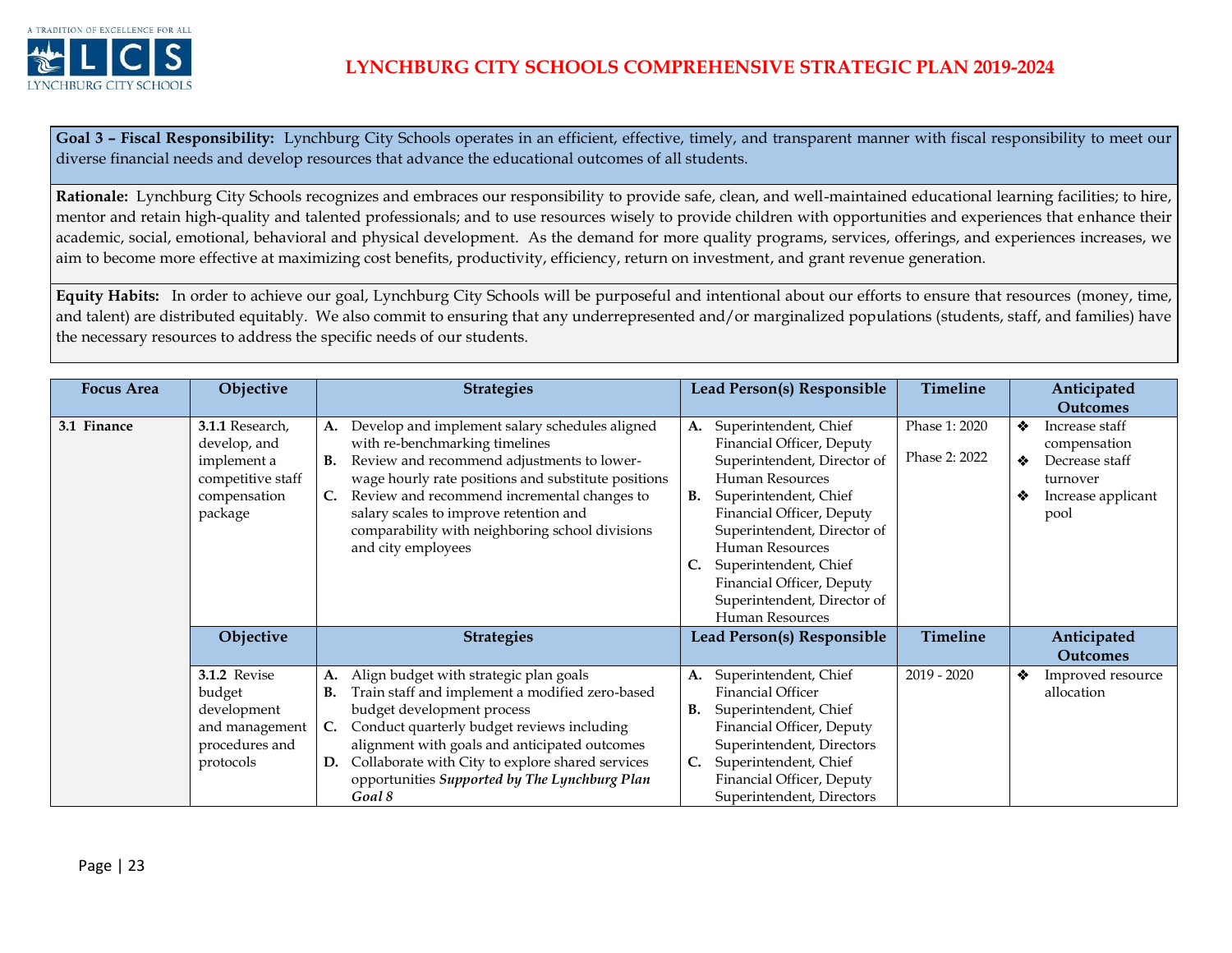# LYNCHBURG CITY SCHOOLS COMPREHENSIVE STRATEGIC PLAN 2019-2024

**Goal 3 – Fiscal Responsibility:** Lynchburg City Schools operates in an efficient, effective, timely, and transparent manner with fiscal responsibility to meet our diverse financial needs and develop resources that advance the educational outcomes of all students.

**Rationale:** Lynchburg City Schools recognizes and embraces our responsibility to provide safe, clean, and well-maintained educational learning facilities; to hire, mentor and retain high-quality and talented professionals; and to use resources wisely to provide children with opportunities and experiences that enhance their academic, social, emotional, behavioral and physical development. As the demand for more quality programs, services, offerings, and experiences increases, we aim to become more effective at maximizing cost benefits, productivity, efficiency, return on investment, and grant revenue generation.

**Equity Habits:** In order to achieve our goal, Lynchburg City Schools will be purposeful and intentional about our efforts to ensure that resources (money, time, and talent) are distributed equitably. We also commit to ensuring that any underrepresented and/or marginalized populations (students, staff, and families) have the necessary resources to address the specific needs of our students.

| Focus Area | Objective | Strategies | Lead Person(s) Responsible | Timeline | Anticipated Outcomes |
|---|---|---|---|---|---|
| **3.1 Finance** | **3.1.1** Research, develop, and implement a competitive staff compensation package | **A.** Develop and implement salary schedules aligned with re-benchmarking timelines<br>**B.** Review and recommend adjustments to lower-wage hourly rate positions and substitute positions<br>**C.** Review and recommend incremental changes to salary scales to improve retention and comparability with neighboring school divisions and city employees | **A.** Superintendent, Chief Financial Officer, Deputy Superintendent, Director of Human Resources<br>**B.** Superintendent, Chief Financial Officer, Deputy Superintendent, Director of Human Resources<br>**C.** Superintendent, Chief Financial Officer, Deputy Superintendent, Director of Human Resources | Phase 1: 2020<br>Phase 2: 2022 | ❖ Increase staff compensation<br>❖ Decrease staff turnover<br>❖ Increase applicant pool |
| | **Objective** | **Strategies** | **Lead Person(s) Responsible** | **Timeline** | **Anticipated Outcomes** |
| | **3.1.2** Revise budget development and management procedures and protocols | **A.** Align budget with strategic plan goals<br>**B.** Train staff and implement a modified zero-based budget development process<br>**C.** Conduct quarterly budget reviews including alignment with goals and anticipated outcomes<br>**D.** Collaborate with City to explore shared services opportunities ***Supported by The Lynchburg Plan Goal 8*** | **A.** Superintendent, Chief Financial Officer<br>**B.** Superintendent, Chief Financial Officer, Deputy Superintendent, Directors<br>**C.** Superintendent, Chief Financial Officer, Deputy Superintendent, Directors | 2019 - 2020 | ❖ Improved resource allocation |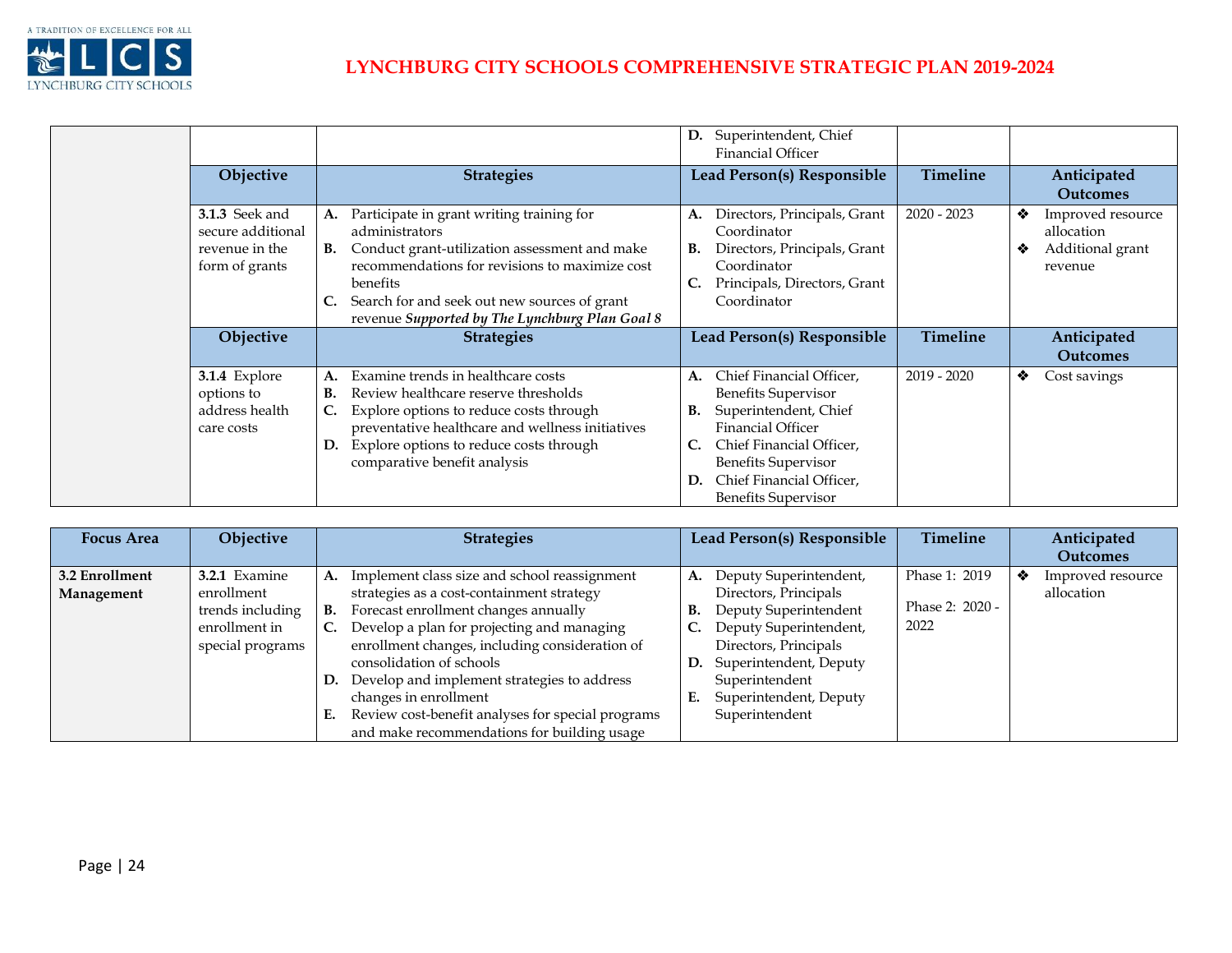| | | | D. Superintendent, Chief Financial Officer | | |
|---|---|---|---|---|---|
| | **Objective** | **Strategies** | **Lead Person(s) Responsible** | **Timeline** | **Anticipated Outcomes** |
| | **3.1.3** Seek and secure additional revenue in the form of grants | **A.** Participate in grant writing training for administrators<br>**B.** Conduct grant-utilization assessment and make recommendations for revisions to maximize cost benefits<br>**C.** Search for and seek out new sources of grant revenue ***Supported by The Lynchburg Plan Goal 8*** | **A.** Directors, Principals, Grant Coordinator<br>**B.** Directors, Principals, Grant Coordinator<br>**C.** Principals, Directors, Grant Coordinator | 2020 - 2023 | ❖ Improved resource allocation<br>❖ Additional grant revenue |
| | **Objective** | **Strategies** | **Lead Person(s) Responsible** | **Timeline** | **Anticipated Outcomes** |
| | **3.1.4** Explore options to address health care costs | **A.** Examine trends in healthcare costs<br>**B.** Review healthcare reserve thresholds<br>**C.** Explore options to reduce costs through preventative healthcare and wellness initiatives<br>**D.** Explore options to reduce costs through comparative benefit analysis | **A.** Chief Financial Officer, Benefits Supervisor<br>**B.** Superintendent, Chief Financial Officer<br>**C.** Chief Financial Officer, Benefits Supervisor<br>**D.** Chief Financial Officer, Benefits Supervisor | 2019 - 2020 | ❖ Cost savings |

| Focus Area | Objective | Strategies | Lead Person(s) Responsible | Timeline | Anticipated Outcomes |
|---|---|---|---|---|---|
| **3.2 Enrollment Management** | **3.2.1** Examine enrollment trends including enrollment in special programs | **A.** Implement class size and school reassignment strategies as a cost-containment strategy<br>**B.** Forecast enrollment changes annually<br>**C.** Develop a plan for projecting and managing enrollment changes, including consideration of consolidation of schools<br>**D.** Develop and implement strategies to address changes in enrollment<br>**E.** Review cost-benefit analyses for special programs and make recommendations for building usage | **A.** Deputy Superintendent, Directors, Principals<br>**B.** Deputy Superintendent<br>**C.** Deputy Superintendent, Directors, Principals<br>**D.** Superintendent, Deputy Superintendent<br>**E.** Superintendent, Deputy Superintendent | Phase 1: 2019<br><br>Phase 2: 2020 - 2022 | ❖ Improved resource allocation |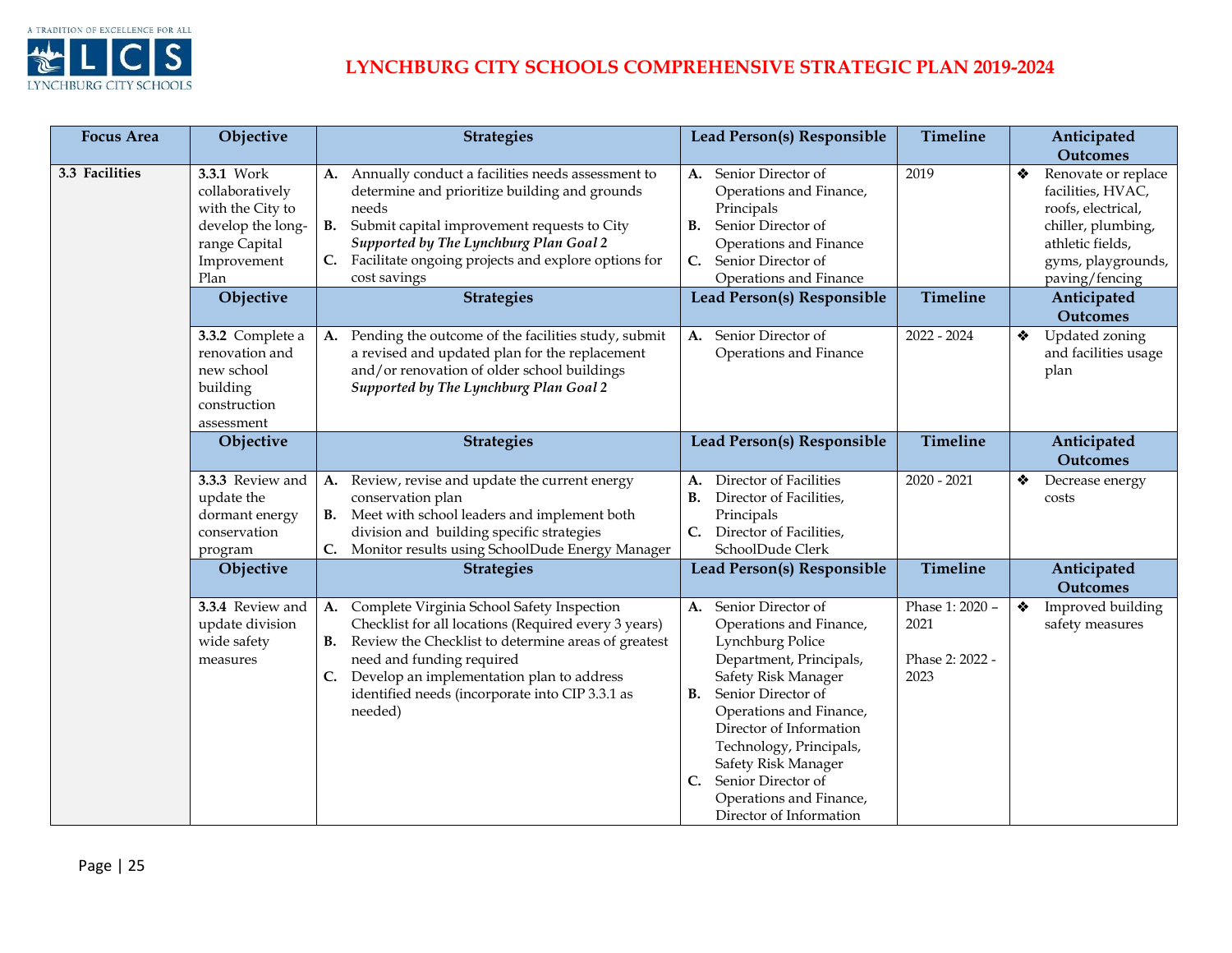# LYNCHBURG CITY SCHOOLS COMPREHENSIVE STRATEGIC PLAN 2019-2024

| Focus Area | Objective | Strategies | Lead Person(s) Responsible | Timeline | Anticipated Outcomes |
|---|---|---|---|---|---|
| **3.3 Facilities** | **3.3.1** Work collaboratively with the City to develop the long-range Capital Improvement Plan | **A.** Annually conduct a facilities needs assessment to determine and prioritize building and grounds needs<br>**B.** Submit capital improvement requests to City ***Supported by The Lynchburg Plan Goal 2***<br>**C.** Facilitate ongoing projects and explore options for cost savings | **A.** Senior Director of Operations and Finance, Principals<br>**B.** Senior Director of Operations and Finance<br>**C.** Senior Director of Operations and Finance | 2019 | ❖ Renovate or replace facilities, HVAC, roofs, electrical, chiller, plumbing, athletic fields, gyms, playgrounds, paving/fencing |
| | **Objective** | **Strategies** | **Lead Person(s) Responsible** | **Timeline** | **Anticipated Outcomes** |
| | **3.3.2** Complete a renovation and new school building construction assessment | **A.** Pending the outcome of the facilities study, submit a revised and updated plan for the replacement and/or renovation of older school buildings ***Supported by The Lynchburg Plan Goal 2*** | **A.** Senior Director of Operations and Finance | 2022 - 2024 | ❖ Updated zoning and facilities usage plan |
| | **Objective** | **Strategies** | **Lead Person(s) Responsible** | **Timeline** | **Anticipated Outcomes** |
| | **3.3.3** Review and update the dormant energy conservation program | **A.** Review, revise and update the current energy conservation plan<br>**B.** Meet with school leaders and implement both division and building specific strategies<br>**C.** Monitor results using SchoolDude Energy Manager | **A.** Director of Facilities<br>**B.** Director of Facilities, Principals<br>**C.** Director of Facilities, SchoolDude Clerk | 2020 - 2021 | ❖ Decrease energy costs |
| | **Objective** | **Strategies** | **Lead Person(s) Responsible** | **Timeline** | **Anticipated Outcomes** |
| | **3.3.4** Review and update division wide safety measures | **A.** Complete Virginia School Safety Inspection Checklist for all locations (Required every 3 years)<br>**B.** Review the Checklist to determine areas of greatest need and funding required<br>**C.** Develop an implementation plan to address identified needs (incorporate into CIP 3.3.1 as needed) | **A.** Senior Director of Operations and Finance, Lynchburg Police Department, Principals, Safety Risk Manager<br>**B.** Senior Director of Operations and Finance, Director of Information Technology, Principals, Safety Risk Manager<br>**C.** Senior Director of Operations and Finance, Director of Information | Phase 1: 2020 – 2021<br><br>Phase 2: 2022 - 2023 | ❖ Improved building safety measures |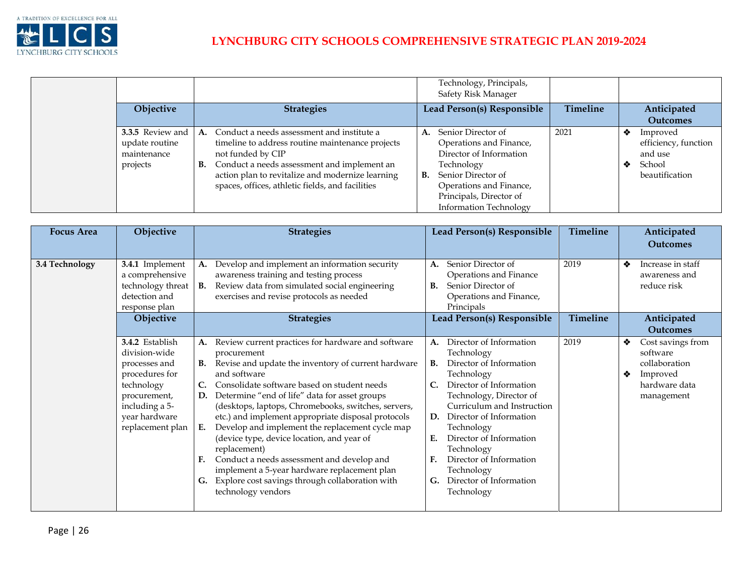| | | | Technology, Principals, Safety Risk Manager | | |
|---|---|---|---|---|---|
| | **Objective** | **Strategies** | **Lead Person(s) Responsible** | **Timeline** | **Anticipated Outcomes** |
| | **3.3.5** Review and update routine maintenance projects | **A.** Conduct a needs assessment and institute a timeline to address routine maintenance projects not funded by CIP<br>**B.** Conduct a needs assessment and implement an action plan to revitalize and modernize learning spaces, offices, athletic fields, and facilities | **A.** Senior Director of Operations and Finance, Director of Information Technology<br>**B.** Senior Director of Operations and Finance, Principals, Director of Information Technology | 2021 | ❖ Improved efficiency, function and use<br>❖ School beautification |

| Focus Area | Objective | Strategies | Lead Person(s) Responsible | Timeline | Anticipated Outcomes |
|---|---|---|---|---|---|
| **3.4 Technology** | **3.4.1** Implement a comprehensive technology threat detection and response plan | **A.** Develop and implement an information security awareness training and testing process<br>**B.** Review data from simulated social engineering exercises and revise protocols as needed | **A.** Senior Director of Operations and Finance<br>**B.** Senior Director of Operations and Finance, Principals | 2019 | ❖ Increase in staff awareness and reduce risk |
| | **Objective** | **Strategies** | **Lead Person(s) Responsible** | **Timeline** | **Anticipated Outcomes** |
| | **3.4.2** Establish division-wide processes and procedures for technology procurement, including a 5-year hardware replacement plan | **A.** Review current practices for hardware and software procurement<br>**B.** Revise and update the inventory of current hardware and software<br>**C.** Consolidate software based on student needs<br>**D.** Determine "end of life" data for asset groups (desktops, laptops, Chromebooks, switches, servers, etc.) and implement appropriate disposal protocols<br>**E.** Develop and implement the replacement cycle map (device type, device location, and year of replacement)<br>**F.** Conduct a needs assessment and develop and implement a 5-year hardware replacement plan<br>**G.** Explore cost savings through collaboration with technology vendors | **A.** Director of Information Technology<br>**B.** Director of Information Technology<br>**C.** Director of Information Technology, Director of Curriculum and Instruction<br>**D.** Director of Information Technology<br>**E.** Director of Information Technology<br>**F.** Director of Information Technology<br>**G.** Director of Information Technology | 2019 | ❖ Cost savings from software collaboration<br>❖ Improved hardware data management |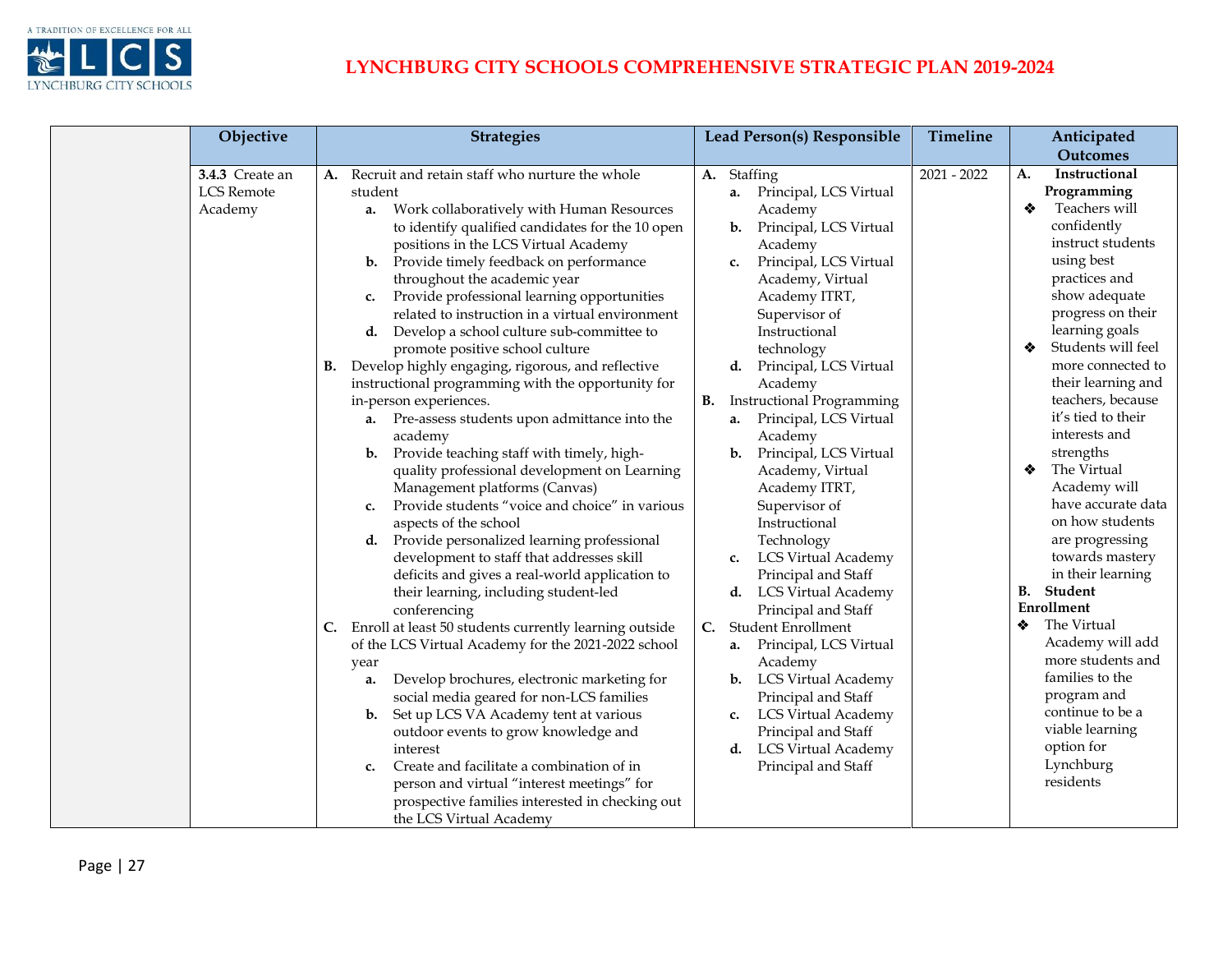# LYNCHBURG CITY SCHOOLS COMPREHENSIVE STRATEGIC PLAN 2019-2024

| | Objective | Strategies | Lead Person(s) Responsible | Timeline | Anticipated Outcomes |
|---|---|---|---|---|---|
| | **3.4.3** Create an LCS Remote Academy | **A.** Recruit and retain staff who nurture the whole student<br>**a.** Work collaboratively with Human Resources to identify qualified candidates for the 10 open positions in the LCS Virtual Academy<br>**b.** Provide timely feedback on performance throughout the academic year<br>**c.** Provide professional learning opportunities related to instruction in a virtual environment<br>**d.** Develop a school culture sub-committee to promote positive school culture<br>**B.** Develop highly engaging, rigorous, and reflective instructional programming with the opportunity for in-person experiences.<br>**a.** Pre-assess students upon admittance into the academy<br>**b.** Provide teaching staff with timely, high-quality professional development on Learning Management platforms (Canvas)<br>**c.** Provide students "voice and choice" in various aspects of the school<br>**d.** Provide personalized learning professional development to staff that addresses skill deficits and gives a real-world application to their learning, including student-led conferencing<br>**C.** Enroll at least 50 students currently learning outside of the LCS Virtual Academy for the 2021-2022 school year<br>**a.** Develop brochures, electronic marketing for social media geared for non-LCS families<br>**b.** Set up LCS VA Academy tent at various outdoor events to grow knowledge and interest<br>**c.** Create and facilitate a combination of in person and virtual "interest meetings" for prospective families interested in checking out the LCS Virtual Academy | **A.** Staffing<br>**a.** Principal, LCS Virtual Academy<br>**b.** Principal, LCS Virtual Academy<br>**c.** Principal, LCS Virtual Academy, Virtual Academy ITRT, Supervisor of Instructional technology<br>**d.** Principal, LCS Virtual Academy<br>**B.** Instructional Programming<br>**a.** Principal, LCS Virtual Academy<br>**b.** Principal, LCS Virtual Academy, Virtual Academy ITRT, Supervisor of Instructional Technology<br>**c.** LCS Virtual Academy Principal and Staff<br>**d.** LCS Virtual Academy Principal and Staff<br>**C.** Student Enrollment<br>**a.** Principal, LCS Virtual Academy<br>**b.** LCS Virtual Academy Principal and Staff<br>**c.** LCS Virtual Academy Principal and Staff<br>**d.** LCS Virtual Academy Principal and Staff | 2021 - 2022 | **A. Instructional Programming**<br>❖ Teachers will confidently instruct students using best practices and show adequate progress on their learning goals<br>❖ Students will feel more connected to their learning and teachers, because it's tied to their interests and strengths<br>❖ The Virtual Academy will have accurate data on how students are progressing towards mastery in their learning<br>**B. Student Enrollment**<br>❖ The Virtual Academy will add more students and families to the program and continue to be a viable learning option for Lynchburg residents |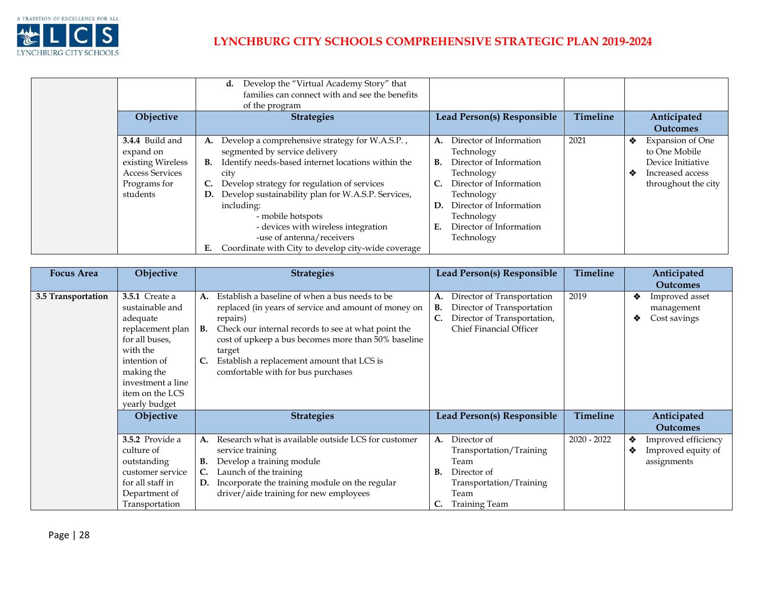| Focus Area | Objective | Strategies | Lead Person(s) Responsible | Timeline | Anticipated Outcomes |
|---|---|---|---|---|---|
| | | **d.** Develop the "Virtual Academy Story" that families can connect with and see the benefits of the program | | | |
| | **Objective** | **Strategies** | **Lead Person(s) Responsible** | **Timeline** | **Anticipated Outcomes** |
| | **3.4.4** Build and expand on existing Wireless Access Services Programs for students | **A.** Develop a comprehensive strategy for W.A.S.P. , segmented by service delivery<br>**B.** Identify needs-based internet locations within the city<br>**C.** Develop strategy for regulation of services<br>**D.** Develop sustainability plan for W.A.S.P. Services, including:<br>- mobile hotspots<br>- devices with wireless integration<br>-use of antenna/receivers<br>**E.** Coordinate with City to develop city-wide coverage | **A.** Director of Information Technology<br>**B.** Director of Information Technology<br>**C.** Director of Information Technology<br>**D.** Director of Information Technology<br>**E.** Director of Information Technology | 2021 | ❖ Expansion of One to One Mobile Device Initiative<br>❖ Increased access throughout the city |

| Focus Area | Objective | Strategies | Lead Person(s) Responsible | Timeline | Anticipated Outcomes |
|---|---|---|---|---|---|
| **3.5 Transportation** | **3.5.1** Create a sustainable and adequate replacement plan for all buses, with the intention of making the investment a line item on the LCS yearly budget | **A.** Establish a baseline of when a bus needs to be replaced (in years of service and amount of money on repairs)<br>**B.** Check our internal records to see at what point the cost of upkeep a bus becomes more than 50% baseline target<br>**C.** Establish a replacement amount that LCS is comfortable with for bus purchases | **A.** Director of Transportation<br>**B.** Director of Transportation<br>**C.** Director of Transportation, Chief Financial Officer | 2019 | ❖ Improved asset management<br>❖ Cost savings |
| | **Objective** | **Strategies** | **Lead Person(s) Responsible** | **Timeline** | **Anticipated Outcomes** |
| | **3.5.2** Provide a culture of outstanding customer service for all staff in Department of Transportation | **A.** Research what is available outside LCS for customer service training<br>**B.** Develop a training module<br>**C.** Launch of the training<br>**D.** Incorporate the training module on the regular driver/aide training for new employees | **A.** Director of Transportation/Training Team<br>**B.** Director of Transportation/Training Team<br>**C.** Training Team | 2020 - 2022 | ❖ Improved efficiency<br>❖ Improved equity of assignments |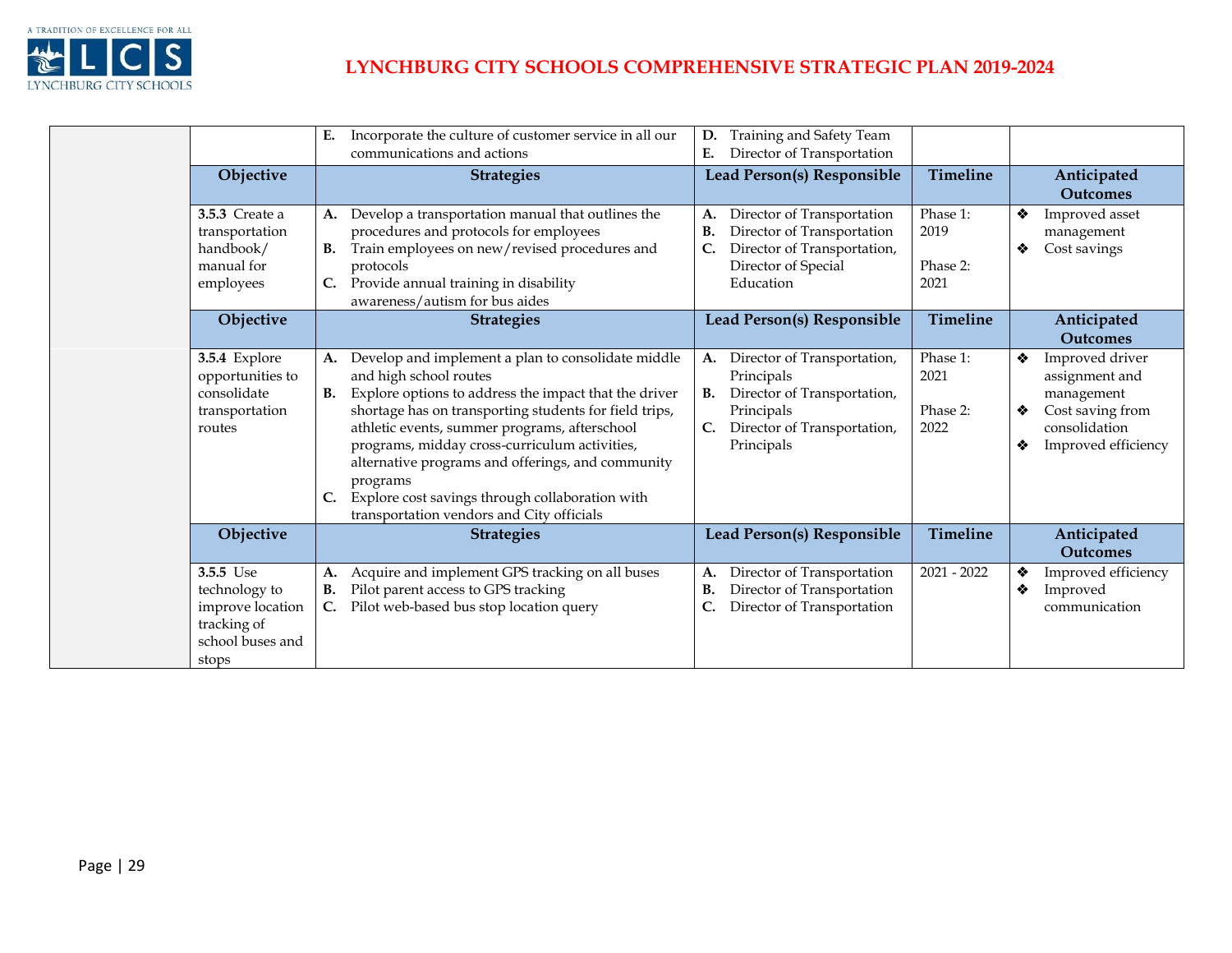| | Objective | Strategies | Lead Person(s) Responsible | Timeline | Anticipated Outcomes |
|---|---|---|---|---|---|
| | | **E.** Incorporate the culture of customer service in all our communications and actions | **D.** Training and Safety Team<br>**E.** Director of Transportation | | |
| | **Objective** | **Strategies** | **Lead Person(s) Responsible** | **Timeline** | **Anticipated Outcomes** |
| | **3.5.3** Create a transportation handbook/ manual for employees | **A.** Develop a transportation manual that outlines the procedures and protocols for employees<br>**B.** Train employees on new/revised procedures and protocols<br>**C.** Provide annual training in disability awareness/autism for bus aides | **A.** Director of Transportation<br>**B.** Director of Transportation<br>**C.** Director of Transportation, Director of Special Education | Phase 1: 2019<br><br>Phase 2: 2021 | ❖ Improved asset management<br>❖ Cost savings |
| | **Objective** | **Strategies** | **Lead Person(s) Responsible** | **Timeline** | **Anticipated Outcomes** |
| | **3.5.4** Explore opportunities to consolidate transportation routes | **A.** Develop and implement a plan to consolidate middle and high school routes<br>**B.** Explore options to address the impact that the driver shortage has on transporting students for field trips, athletic events, summer programs, afterschool programs, midday cross-curriculum activities, alternative programs and offerings, and community programs<br>**C.** Explore cost savings through collaboration with transportation vendors and City officials | **A.** Director of Transportation, Principals<br>**B.** Director of Transportation, Principals<br>**C.** Director of Transportation, Principals | Phase 1: 2021<br><br>Phase 2: 2022 | ❖ Improved driver assignment and management<br>❖ Cost saving from consolidation<br>❖ Improved efficiency |
| | **Objective** | **Strategies** | **Lead Person(s) Responsible** | **Timeline** | **Anticipated Outcomes** |
| | **3.5.5** Use technology to improve location tracking of school buses and stops | **A.** Acquire and implement GPS tracking on all buses<br>**B.** Pilot parent access to GPS tracking<br>**C.** Pilot web-based bus stop location query | **A.** Director of Transportation<br>**B.** Director of Transportation<br>**C.** Director of Transportation | 2021 - 2022 | ❖ Improved efficiency<br>❖ Improved communication |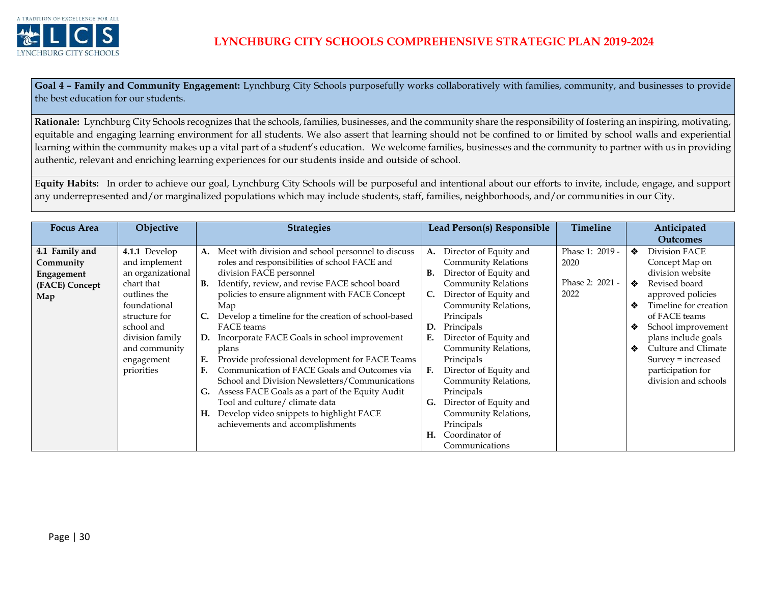# LYNCHBURG CITY SCHOOLS COMPREHENSIVE STRATEGIC PLAN 2019-2024

**Goal 4 – Family and Community Engagement:** Lynchburg City Schools purposefully works collaboratively with families, community, and businesses to provide the best education for our students.

**Rationale:** Lynchburg City Schools recognizes that the schools, families, businesses, and the community share the responsibility of fostering an inspiring, motivating, equitable and engaging learning environment for all students. We also assert that learning should not be confined to or limited by school walls and experiential learning within the community makes up a vital part of a student's education. We welcome families, businesses and the community to partner with us in providing authentic, relevant and enriching learning experiences for our students inside and outside of school.

**Equity Habits:** In order to achieve our goal, Lynchburg City Schools will be purposeful and intentional about our efforts to invite, include, engage, and support any underrepresented and/or marginalized populations which may include students, staff, families, neighborhoods, and/or communities in our City.

| Focus Area | Objective | Strategies | Lead Person(s) Responsible | Timeline | Anticipated Outcomes |
|---|---|---|---|---|---|
| **4.1 Family and Community Engagement (FACE) Concept Map** | **4.1.1** Develop and implement an organizational chart that outlines the foundational structure for school and division family and community engagement priorities | **A.** Meet with division and school personnel to discuss roles and responsibilities of school FACE and division FACE personnel<br>**B.** Identify, review, and revise FACE school board policies to ensure alignment with FACE Concept Map<br>**C.** Develop a timeline for the creation of school-based FACE teams<br>**D.** Incorporate FACE Goals in school improvement plans<br>**E.** Provide professional development for FACE Teams<br>**F.** Communication of FACE Goals and Outcomes via School and Division Newsletters/Communications<br>**G.** Assess FACE Goals as a part of the Equity Audit Tool and culture/ climate data<br>**H.** Develop video snippets to highlight FACE achievements and accomplishments | **A.** Director of Equity and Community Relations<br>**B.** Director of Equity and Community Relations<br>**C.** Director of Equity and Community Relations, Principals<br>**D.** Principals<br>**E.** Director of Equity and Community Relations, Principals<br>**F.** Director of Equity and Community Relations, Principals<br>**G.** Director of Equity and Community Relations, Principals<br>**H.** Coordinator of Communications | Phase 1: 2019 - 2020<br><br>Phase 2: 2021 - 2022 | ❖ Division FACE Concept Map on division website<br>❖ Revised board approved policies<br>❖ Timeline for creation of FACE teams<br>❖ School improvement plans include goals<br>❖ Culture and Climate Survey = increased participation for division and schools |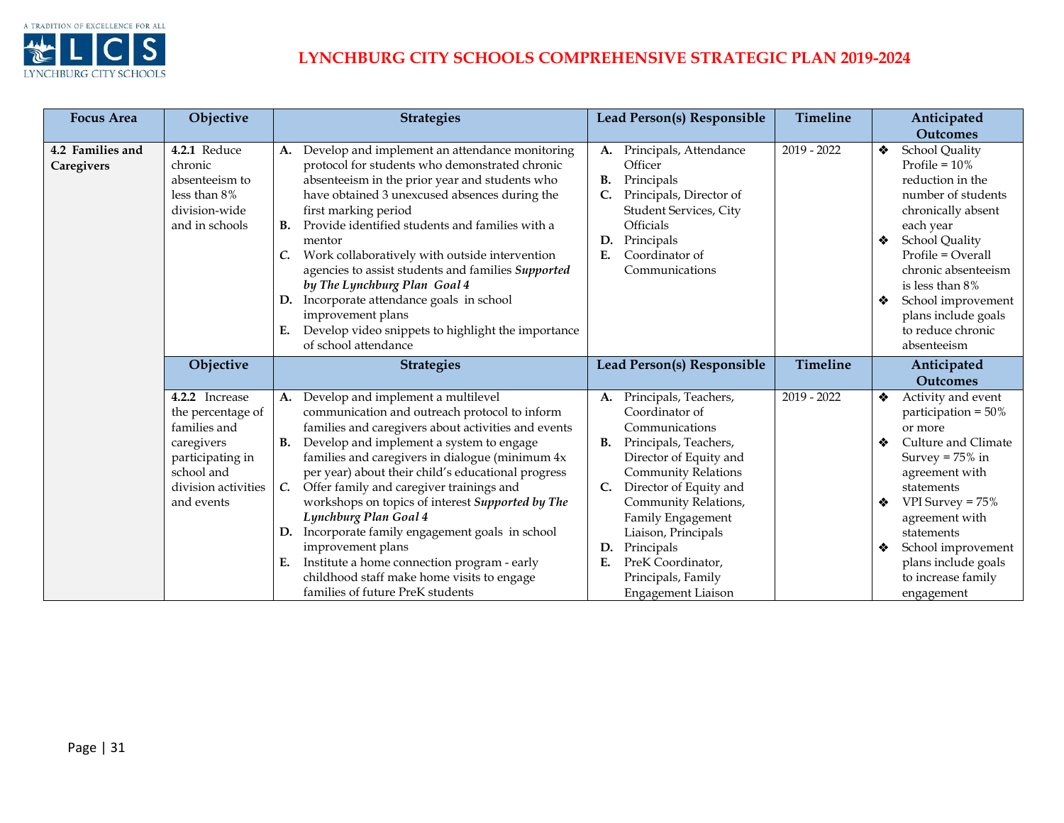# LYNCHBURG CITY SCHOOLS COMPREHENSIVE STRATEGIC PLAN 2019-2024

| Focus Area | Objective | Strategies | Lead Person(s) Responsible | Timeline | Anticipated Outcomes |
|---|---|---|---|---|---|
| **4.2 Families and Caregivers** | **4.2.1** Reduce chronic absenteeism to less than 8% division-wide and in schools | **A.** Develop and implement an attendance monitoring protocol for students who demonstrated chronic absenteeism in the prior year and students who have obtained 3 unexcused absences during the first marking period<br>**B.** Provide identified students and families with a mentor<br>***C.*** Work collaboratively with outside intervention agencies to assist students and families ***Supported by The Lynchburg Plan Goal 4***<br>**D.** Incorporate attendance goals in school improvement plans<br>**E.** Develop video snippets to highlight the importance of school attendance | **A.** Principals, Attendance Officer<br>**B.** Principals<br>**C.** Principals, Director of Student Services, City Officials<br>**D.** Principals<br>**E.** Coordinator of Communications | 2019 - 2022 | ❖ School Quality Profile = 10% reduction in the number of students chronically absent each year<br>❖ School Quality Profile = Overall chronic absenteeism is less than 8%<br>❖ School improvement plans include goals to reduce chronic absenteeism |
| | **Objective** | **Strategies** | **Lead Person(s) Responsible** | **Timeline** | **Anticipated Outcomes** |
| | **4.2.2** Increase the percentage of families and caregivers participating in school and division activities and events | **A.** Develop and implement a multilevel communication and outreach protocol to inform families and caregivers about activities and events<br>**B.** Develop and implement a system to engage families and caregivers in dialogue (minimum 4x per year) about their child's educational progress<br>***C.*** Offer family and caregiver trainings and workshops on topics of interest ***Supported by The Lynchburg Plan Goal 4***<br>**D.** Incorporate family engagement goals in school improvement plans<br>**E.** Institute a home connection program - early childhood staff make home visits to engage families of future PreK students | **A.** Principals, Teachers, Coordinator of Communications<br>**B.** Principals, Teachers, Director of Equity and Community Relations<br>**C.** Director of Equity and Community Relations, Family Engagement Liaison, Principals<br>**D.** Principals<br>**E.** PreK Coordinator, Principals, Family Engagement Liaison | 2019 - 2022 | ❖ Activity and event participation = 50% or more<br>❖ Culture and Climate Survey = 75% in agreement with statements<br>❖ VPI Survey = 75% agreement with statements<br>❖ School improvement plans include goals to increase family engagement |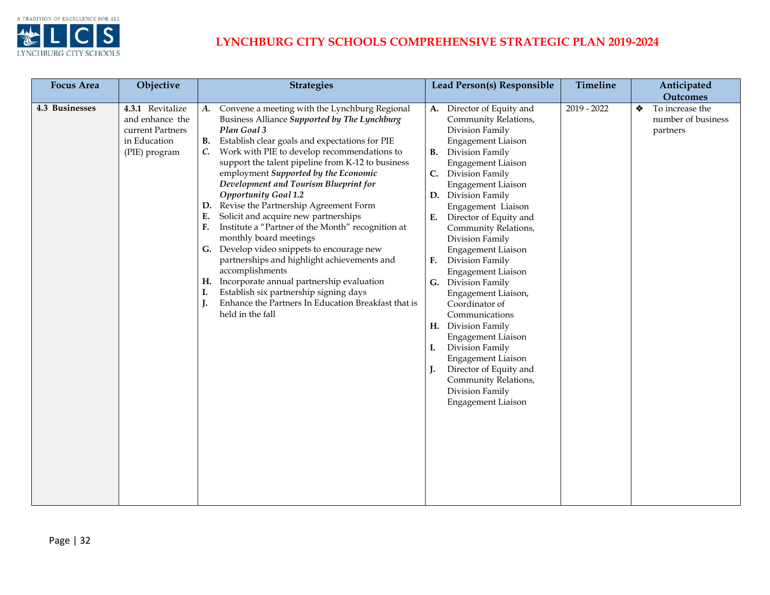# LYNCHBURG CITY SCHOOLS COMPREHENSIVE STRATEGIC PLAN 2019-2024

| Focus Area | Objective | Strategies | Lead Person(s) Responsible | Timeline | Anticipated Outcomes |
|---|---|---|---|---|---|
| **4.3 Businesses** | **4.3.1** Revitalize and enhance the current Partners in Education (PIE) program | ***A.*** Convene a meeting with the Lynchburg Regional Business Alliance ***Supported by The Lynchburg Plan Goal 3***<br>**B.** Establish clear goals and expectations for PIE<br>***C.*** Work with PIE to develop recommendations to support the talent pipeline from K-12 to business employment ***Supported by the Economic Development and Tourism Blueprint for Opportunity Goal 1.2***<br>**D.** Revise the Partnership Agreement Form<br>**E.** Solicit and acquire new partnerships<br>**F.** Institute a "Partner of the Month" recognition at monthly board meetings<br>**G.** Develop video snippets to encourage new partnerships and highlight achievements and accomplishments<br>**H.** Incorporate annual partnership evaluation<br>**I.** Establish six partnership signing days<br>**J.** Enhance the Partners In Education Breakfast that is held in the fall | **A.** Director of Equity and Community Relations, Division Family Engagement Liaison<br>**B.** Division Family Engagement Liaison<br>**C.** Division Family Engagement Liaison<br>**D.** Division Family Engagement Liaison<br>**E.** Director of Equity and Community Relations, Division Family Engagement Liaison<br>**F.** Division Family Engagement Liaison<br>**G.** Division Family Engagement Liaison, Coordinator of Communications<br>**H.** Division Family Engagement Liaison<br>**I.** Division Family Engagement Liaison<br>**J.** Director of Equity and Community Relations, Division Family Engagement Liaison | 2019 - 2022 | ❖ To increase the number of business partners |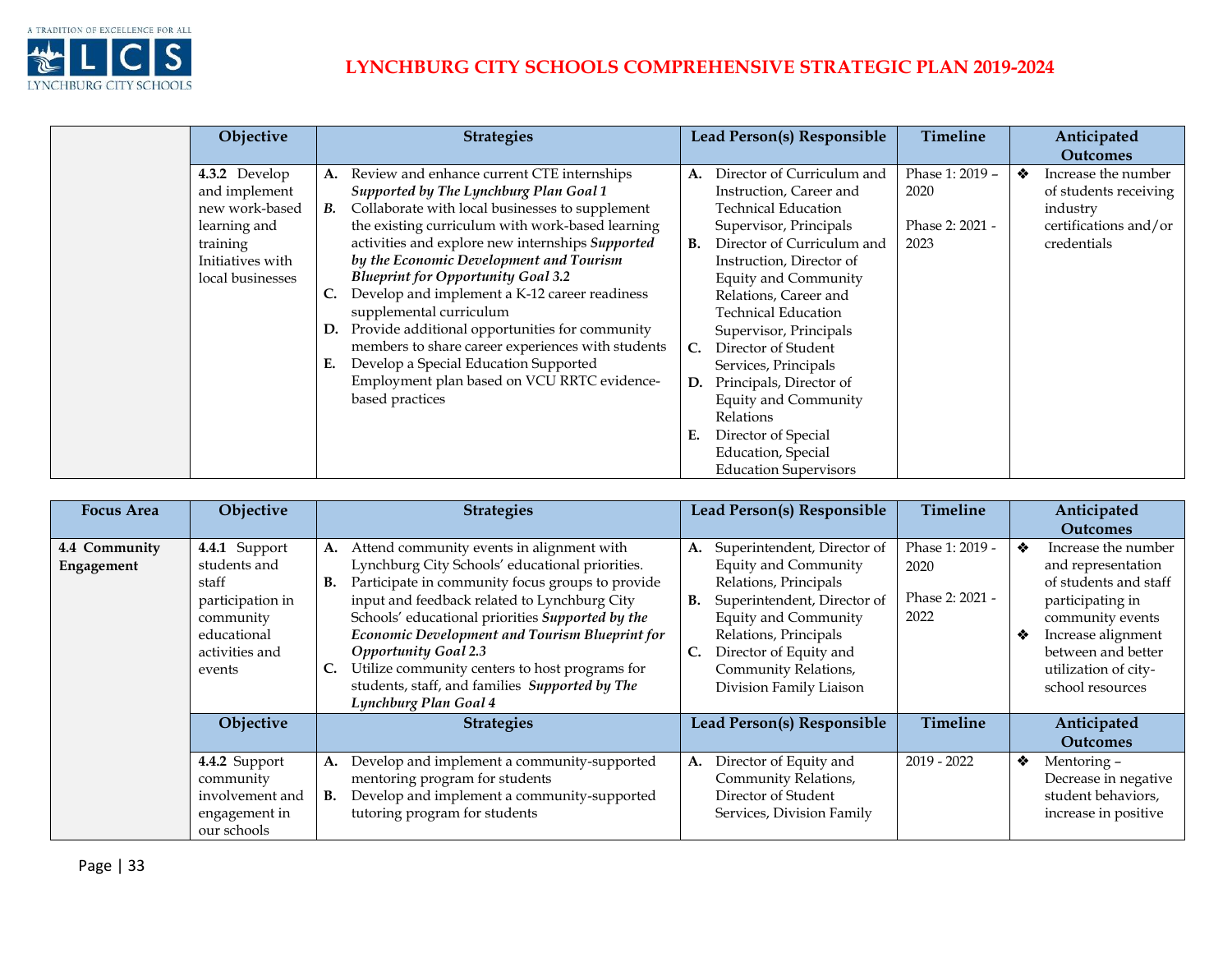# LYNCHBURG CITY SCHOOLS COMPREHENSIVE STRATEGIC PLAN 2019-2024

| | Objective | Strategies | Lead Person(s) Responsible | Timeline | Anticipated Outcomes |
|---|---|---|---|---|---|
| | **4.3.2** Develop and implement new work-based learning and training Initiatives with local businesses | **A.** Review and enhance current CTE internships ***Supported by The Lynchburg Plan Goal 1***<br>**B.** Collaborate with local businesses to supplement the existing curriculum with work-based learning activities and explore new internships ***Supported by the Economic Development and Tourism Blueprint for Opportunity Goal 3.2***<br>**C.** Develop and implement a K-12 career readiness supplemental curriculum<br>**D.** Provide additional opportunities for community members to share career experiences with students<br>**E.** Develop a Special Education Supported Employment plan based on VCU RRTC evidence-based practices | **A.** Director of Curriculum and Instruction, Career and Technical Education Supervisor, Principals<br>**B.** Director of Curriculum and Instruction, Director of Equity and Community Relations, Career and Technical Education Supervisor, Principals<br>**C.** Director of Student Services, Principals<br>**D.** Principals, Director of Equity and Community Relations<br>**E.** Director of Special Education, Special Education Supervisors | Phase 1: 2019 – 2020<br><br>Phase 2: 2021 - 2023 | ❖ Increase the number of students receiving industry certifications and/or credentials |

| Focus Area | Objective | Strategies | Lead Person(s) Responsible | Timeline | Anticipated Outcomes |
|---|---|---|---|---|---|
| **4.4 Community Engagement** | **4.4.1** Support students and staff participation in community educational activities and events | **A.** Attend community events in alignment with Lynchburg City Schools' educational priorities.<br>**B.** Participate in community focus groups to provide input and feedback related to Lynchburg City Schools' educational priorities ***Supported by the Economic Development and Tourism Blueprint for Opportunity Goal 2.3***<br>**C.** Utilize community centers to host programs for students, staff, and families ***Supported by The Lynchburg Plan Goal 4*** | **A.** Superintendent, Director of Equity and Community Relations, Principals<br>**B.** Superintendent, Director of Equity and Community Relations, Principals<br>**C.** Director of Equity and Community Relations, Division Family Liaison | Phase 1: 2019 - 2020<br><br>Phase 2: 2021 - 2022 | ❖ Increase the number and representation of students and staff participating in community events<br>❖ Increase alignment between and better utilization of city-school resources |
| | **Objective** | **Strategies** | **Lead Person(s) Responsible** | **Timeline** | **Anticipated Outcomes** |
| | **4.4.2** Support community involvement and engagement in our schools | **A.** Develop and implement a community-supported mentoring program for students<br>**B.** Develop and implement a community-supported tutoring program for students | **A.** Director of Equity and Community Relations, Director of Student Services, Division Family | 2019 - 2022 | ❖ Mentoring – Decrease in negative student behaviors, increase in positive |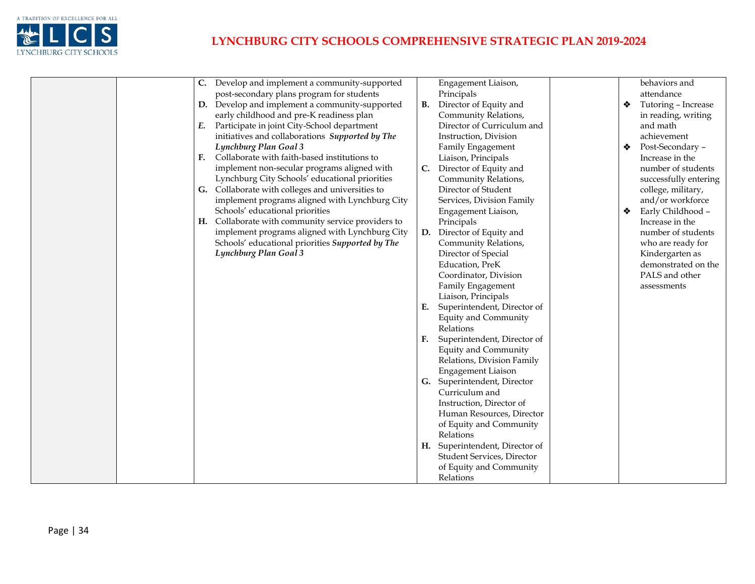| | | | | | |
|---|---|---|---|---|---|
| | | **C.** Develop and implement a community-supported post-secondary plans program for students<br>**D.** Develop and implement a community-supported early childhood and pre-K readiness plan<br>***E.*** Participate in joint City-School department initiatives and collaborations ***Supported by The Lynchburg Plan Goal 3***<br>**F.** Collaborate with faith-based institutions to implement non-secular programs aligned with Lynchburg City Schools' educational priorities<br>**G.** Collaborate with colleges and universities to implement programs aligned with Lynchburg City Schools' educational priorities<br>**H.** Collaborate with community service providers to implement programs aligned with Lynchburg City Schools' educational priorities ***Supported by The Lynchburg Plan Goal 3*** | Engagement Liaison, Principals<br>**B.** Director of Equity and Community Relations, Director of Curriculum and Instruction, Division Family Engagement Liaison, Principals<br>**C.** Director of Equity and Community Relations, Director of Student Services, Division Family Engagement Liaison, Principals<br>**D.** Director of Equity and Community Relations, Director of Special Education, PreK Coordinator, Division Family Engagement Liaison, Principals<br>**E.** Superintendent, Director of Equity and Community Relations<br>**F.** Superintendent, Director of Equity and Community Relations, Division Family Engagement Liaison<br>**G.** Superintendent, Director Curriculum and Instruction, Director of Human Resources, Director of Equity and Community Relations<br>**H.** Superintendent, Director of Student Services, Director of Equity and Community Relations | | behaviors and attendance<br>❖ Tutoring – Increase in reading, writing and math achievement<br>❖ Post-Secondary – Increase in the number of students successfully entering college, military, and/or workforce<br>❖ Early Childhood – Increase in the number of students who are ready for Kindergarten as demonstrated on the PALS and other assessments |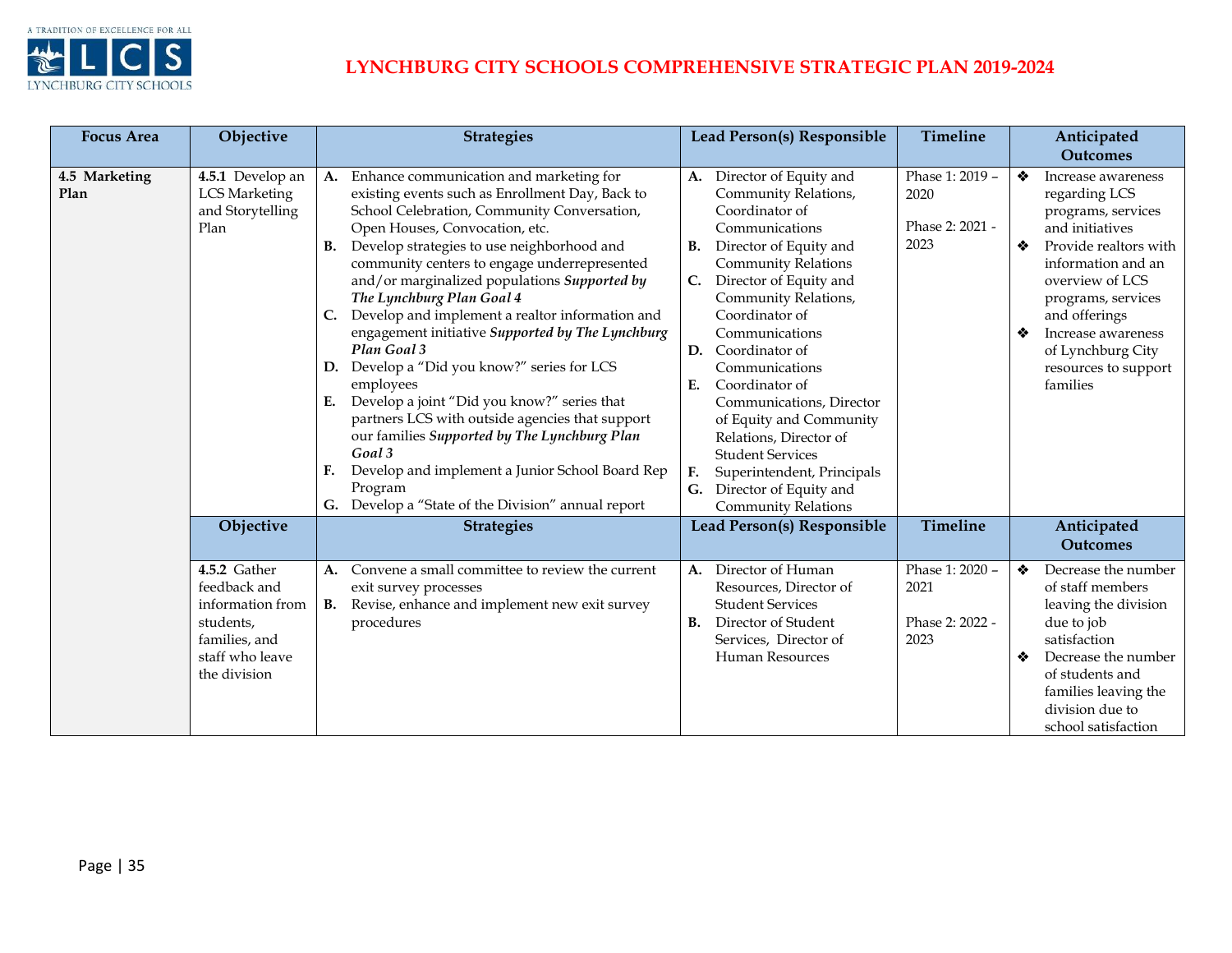# LYNCHBURG CITY SCHOOLS COMPREHENSIVE STRATEGIC PLAN 2019-2024

| Focus Area | Objective | Strategies | Lead Person(s) Responsible | Timeline | Anticipated Outcomes |
|---|---|---|---|---|---|
| **4.5 Marketing Plan** | **4.5.1** Develop an LCS Marketing and Storytelling Plan | **A.** Enhance communication and marketing for existing events such as Enrollment Day, Back to School Celebration, Community Conversation, Open Houses, Convocation, etc.<br>**B.** Develop strategies to use neighborhood and community centers to engage underrepresented and/or marginalized populations ***Supported by The Lynchburg Plan Goal 4***<br>**C.** Develop and implement a realtor information and engagement initiative ***Supported by The Lynchburg Plan Goal 3***<br>**D.** Develop a "Did you know?" series for LCS employees<br>**E.** Develop a joint "Did you know?" series that partners LCS with outside agencies that support our families ***Supported by The Lynchburg Plan Goal 3***<br>**F.** Develop and implement a Junior School Board Rep Program<br>**G.** Develop a "State of the Division" annual report | **A.** Director of Equity and Community Relations, Coordinator of Communications<br>**B.** Director of Equity and Community Relations<br>**C.** Director of Equity and Community Relations, Coordinator of Communications<br>**D.** Coordinator of Communications<br>**E.** Coordinator of Communications, Director of Equity and Community Relations, Director of Student Services<br>**F.** Superintendent, Principals<br>**G.** Director of Equity and Community Relations | Phase 1: 2019 – 2020<br><br>Phase 2: 2021 - 2023 | ❖ Increase awareness regarding LCS programs, services and initiatives<br>❖ Provide realtors with information and an overview of LCS programs, services and offerings<br>❖ Increase awareness of Lynchburg City resources to support families |
| | **Objective** | **Strategies** | **Lead Person(s) Responsible** | **Timeline** | **Anticipated Outcomes** |
| | **4.5.2** Gather feedback and information from students, families, and staff who leave the division | **A.** Convene a small committee to review the current exit survey processes<br>**B.** Revise, enhance and implement new exit survey procedures | **A.** Director of Human Resources, Director of Student Services<br>**B.** Director of Student Services, Director of Human Resources | Phase 1: 2020 – 2021<br><br>Phase 2: 2022 - 2023 | ❖ Decrease the number of staff members leaving the division due to job satisfaction<br>❖ Decrease the number of students and families leaving the division due to school satisfaction |